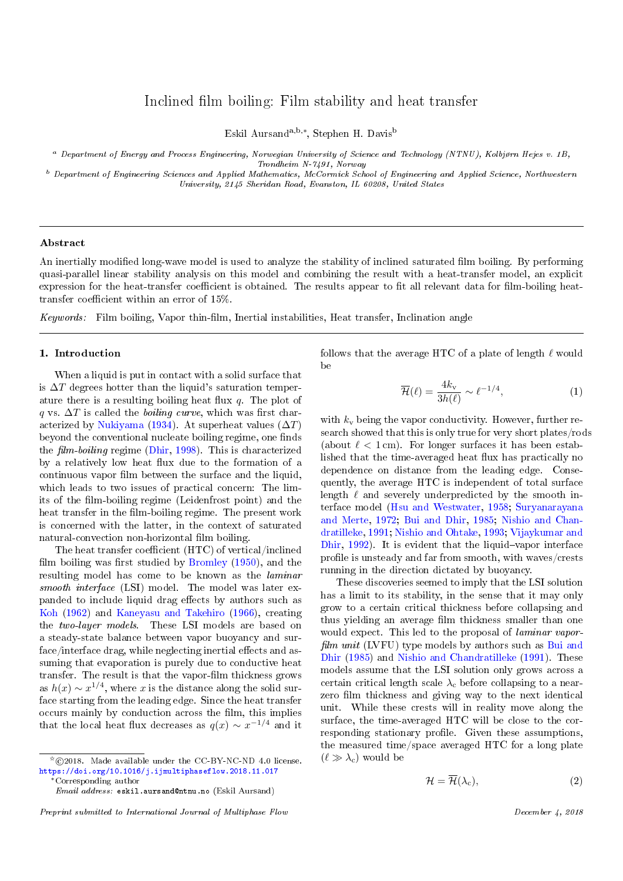# Inclined film boiling: Film stability and heat transfer

Eskil Aursand[a,b,*], Stephen H. Davis[b]

[a] *Department of Energy and Process Engineering, Norwegian University of Science and Technology (NTNU), Kolbjørn Hejes v. 1B, Trondheim N-7491, Norway*

[b] *Department of Engineering Sciences and Applied Mathematics, McCormick School of Engineering and Applied Science, Northwestern University, 2145 Sheridan Road, Evanston, IL 60208, United States*

---

## Abstract

An inertially modified long-wave model is used to analyze the stability of inclined saturated film boiling. By performing quasi-parallel linear stability analysis on this model and combining the result with a heat-transfer model, an explicit expression for the heat-transfer coefficient is obtained. The results appear to fit all relevant data for film-boiling heat-transfer coefficient within an error of 15%.

*Keywords:* Film boiling, Vapor thin-film, Inertial instabilities, Heat transfer, Inclination angle

---

## 1. Introduction

When a liquid is put in contact with a solid surface that is $\Delta T$ degrees hotter than the liquid's saturation temperature there is a resulting boiling heat flux $q$. The plot of $q$ vs. $\Delta T$ is called the *boiling curve*, which was first characterized by Nukiyama (1934). At superheat values ($\Delta T$) beyond the conventional nucleate boiling regime, one finds the *film-boiling* regime (Dhir, 1998). This is characterized by a relatively low heat flux due to the formation of a continuous vapor film between the surface and the liquid, which leads to two issues of practical concern: The limits of the film-boiling regime (Leidenfrost point) and the heat transfer in the film-boiling regime. The present work is concerned with the latter, in the context of saturated natural-convection non-horizontal film boiling.

The heat transfer coefficient (HTC) of vertical/inclined film boiling was first studied by Bromley (1950), and the resulting model has come to be known as the *laminar smooth interface* (LSI) model. The model was later expanded to include liquid drag effects by authors such as Koh (1962) and Kaneyasu and Takehiro (1966), creating the *two-layer models*. These LSI models are based on a steady-state balance between vapor buoyancy and surface/interface drag, while neglecting inertial effects and assuming that evaporation is purely due to conductive heat transfer. The result is that the vapor-film thickness grows as $h(x) \sim x^{1/4}$, where $x$ is the distance along the solid surface starting from the leading edge. Since the heat transfer occurs mainly by conduction across the film, this implies that the local heat flux decreases as $q(x) \sim x^{-1/4}$ and it follows that the average HTC of a plate of length $\ell$ would be

$$\overline{\mathcal{H}}(\ell) = \frac{4k_\mathrm{v}}{3h(\ell)} \sim \ell^{-1/4}, \tag{1}$$

with $k_\mathrm{v}$ being the vapor conductivity. However, further research showed that this is only true for very short plates/rods (about $\ell < 1\,\mathrm{cm}$). For longer surfaces it has been established that the time-averaged heat flux has practically no dependence on distance from the leading edge. Consequently, the average HTC is independent of total surface length $\ell$ and severely underpredicted by the smooth interface model (Hsu and Westwater, 1958; Suryanarayana and Merte, 1972; Bui and Dhir, 1985; Nishio and Chandratilleke, 1991; Nishio and Ohtake, 1993; Vijaykumar and Dhir, 1992). It is evident that the liquid–vapor interface profile is unsteady and far from smooth, with waves/crests running in the direction dictated by buoyancy.

These discoveries seemed to imply that the LSI solution has a limit to its stability, in the sense that it may only grow to a certain critical thickness before collapsing and thus yielding an average film thickness smaller than one would expect. This led to the proposal of *laminar vapor-film unit* (LVFU) type models by authors such as Bui and Dhir (1985) and Nishio and Chandratilleke (1991). These models assume that the LSI solution only grows across a certain critical length scale $\lambda_\mathrm{c}$ before collapsing to a near-zero film thickness and giving way to the next identical unit. While these crests will in reality move along the surface, the time-averaged HTC will be close to the corresponding stationary profile. Given these assumptions, the measured time/space averaged HTC for a long plate ($\ell \gg \lambda_\mathrm{c}$) would be

$$\mathcal{H} = \overline{\mathcal{H}}(\lambda_\mathrm{c}), \tag{2}$$

---

☆©2018. Made available under the CC-BY-NC-ND 4.0 license. https://doi.org/10.1016/j.ijmultiphaseflow.2018.11.017

*Corresponding author

*Email address:* eskil.aursand@ntnu.no (Eskil Aursand)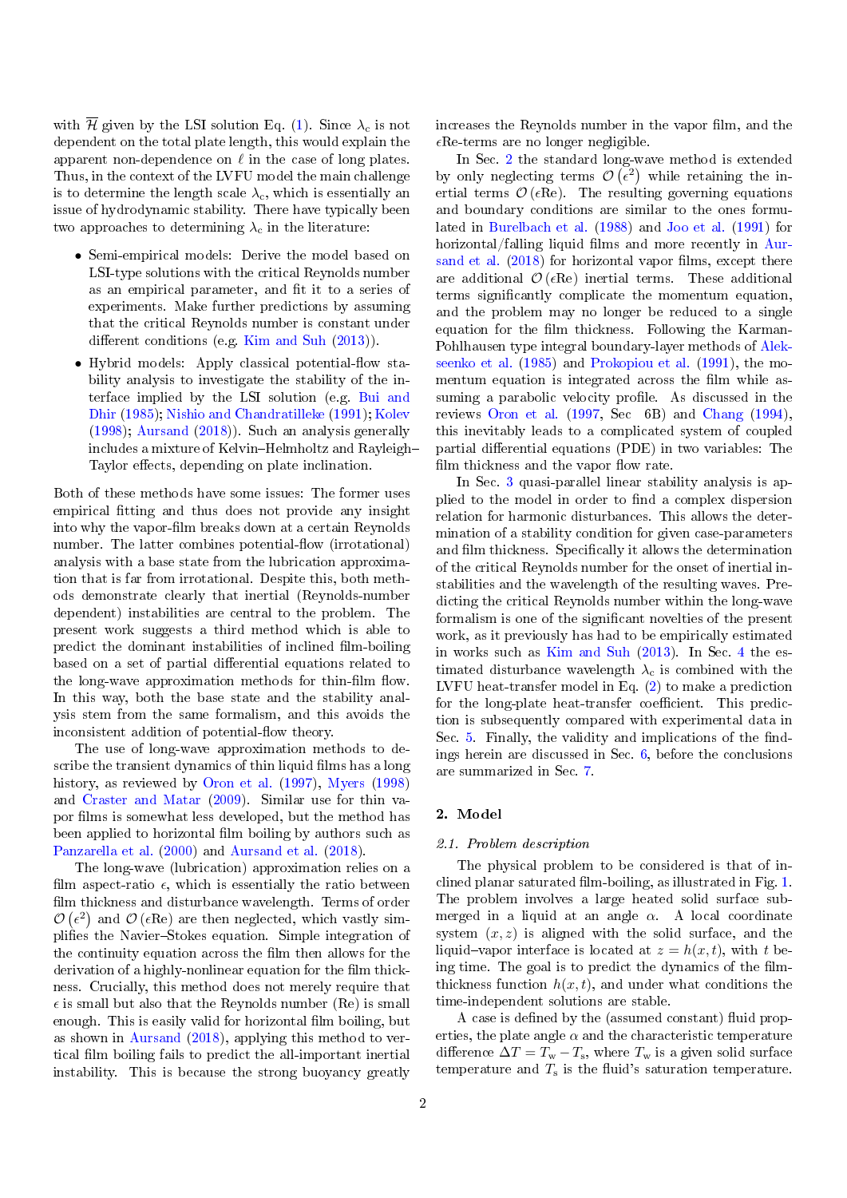with $\overline{\mathcal{H}}$ given by the LSI solution Eq. (1). Since $\lambda_c$ is not dependent on the total plate length, this would explain the apparent non-dependence on $\ell$ in the case of long plates. Thus, in the context of the LVFU model the main challenge is to determine the length scale $\lambda_c$, which is essentially an issue of hydrodynamic stability. There have typically been two approaches to determining $\lambda_c$ in the literature:

- Semi-empirical models: Derive the model based on LSI-type solutions with the critical Reynolds number as an empirical parameter, and fit it to a series of experiments. Make further predictions by assuming that the critical Reynolds number is constant under different conditions (e.g. Kim and Suh (2013)).
- Hybrid models: Apply classical potential-flow stability analysis to investigate the stability of the interface implied by the LSI solution (e.g. Bui and Dhir (1985); Nishio and Chandratilleke (1991); Kolev (1998); Aursand (2018)). Such an analysis generally includes a mixture of Kelvin–Helmholtz and Rayleigh–Taylor effects, depending on plate inclination.

Both of these methods have some issues: The former uses empirical fitting and thus does not provide any insight into why the vapor-film breaks down at a certain Reynolds number. The latter combines potential-flow (irrotational) analysis with a base state from the lubrication approximation that is far from irrotational. Despite this, both methods demonstrate clearly that inertial (Reynolds-number dependent) instabilities are central to the problem. The present work suggests a third method which is able to predict the dominant instabilities of inclined film-boiling based on a set of partial differential equations related to the long-wave approximation methods for thin-film flow. In this way, both the base state and the stability analysis stem from the same formalism, and this avoids the inconsistent addition of potential-flow theory.

The use of long-wave approximation methods to describe the transient dynamics of thin liquid films has a long history, as reviewed by Oron et al. (1997), Myers (1998) and Craster and Matar (2009). Similar use for thin vapor films is somewhat less developed, but the method has been applied to horizontal film boiling by authors such as Panzarella et al. (2000) and Aursand et al. (2018).

The long-wave (lubrication) approximation relies on a film aspect-ratio $\epsilon$, which is essentially the ratio between film thickness and disturbance wavelength. Terms of order $\mathcal{O}\left(\epsilon^2\right)$ and $\mathcal{O}\left(\epsilon \mathrm{Re}\right)$ are then neglected, which vastly simplifies the Navier–Stokes equation. Simple integration of the continuity equation across the film then allows for the derivation of a highly-nonlinear equation for the film thickness. Crucially, this method does not merely require that $\epsilon$ is small but also that the Reynolds number (Re) is small enough. This is easily valid for horizontal film boiling, but as shown in Aursand (2018), applying this method to vertical film boiling fails to predict the all-important inertial instability. This is because the strong buoyancy greatly increases the Reynolds number in the vapor film, and the $\epsilon$Re-terms are no longer negligible.

In Sec. 2 the standard long-wave method is extended by only neglecting terms $\mathcal{O}\left(\epsilon^2\right)$ while retaining the inertial terms $\mathcal{O}\left(\epsilon \mathrm{Re}\right)$. The resulting governing equations and boundary conditions are similar to the ones formulated in Burelbach et al. (1988) and Joo et al. (1991) for horizontal/falling liquid films and more recently in Aursand et al. (2018) for horizontal vapor films, except there are additional $\mathcal{O}\left(\epsilon \mathrm{Re}\right)$ inertial terms. These additional terms significantly complicate the momentum equation, and the problem may no longer be reduced to a single equation for the film thickness. Following the Karman-Pohlhausen type integral boundary-layer methods of Alekseenko et al. (1985) and Prokopiou et al. (1991), the momentum equation is integrated across the film while assuming a parabolic velocity profile. As discussed in the reviews Oron et al. (1997, Sec 6B) and Chang (1994), this inevitably leads to a complicated system of coupled partial differential equations (PDE) in two variables: The film thickness and the vapor flow rate.

In Sec. 3 quasi-parallel linear stability analysis is applied to the model in order to find a complex dispersion relation for harmonic disturbances. This allows the determination of a stability condition for given case-parameters and film thickness. Specifically it allows the determination of the critical Reynolds number for the onset of inertial instabilities and the wavelength of the resulting waves. Predicting the critical Reynolds number within the long-wave formalism is one of the significant novelties of the present work, as it previously has had to be empirically estimated in works such as Kim and Suh (2013). In Sec. 4 the estimated disturbance wavelength $\lambda_c$ is combined with the LVFU heat-transfer model in Eq. (2) to make a prediction for the long-plate heat-transfer coefficient. This prediction is subsequently compared with experimental data in Sec. 5. Finally, the validity and implications of the findings herein are discussed in Sec. 6, before the conclusions are summarized in Sec. 7.

## 2. Model

### 2.1. Problem description

The physical problem to be considered is that of inclined planar saturated film-boiling, as illustrated in Fig. 1. The problem involves a large heated solid surface submerged in a liquid at an angle $\alpha$. A local coordinate system $(x, z)$ is aligned with the solid surface, and the liquid–vapor interface is located at $z = h(x, t)$, with $t$ being time. The goal is to predict the dynamics of the film-thickness function $h(x, t)$, and under what conditions the time-independent solutions are stable.

A case is defined by the (assumed constant) fluid properties, the plate angle $\alpha$ and the characteristic temperature difference $\Delta T = T_{\mathrm{w}} - T_{\mathrm{s}}$, where $T_{\mathrm{w}}$ is a given solid surface temperature and $T_{\mathrm{s}}$ is the fluid's saturation temperature.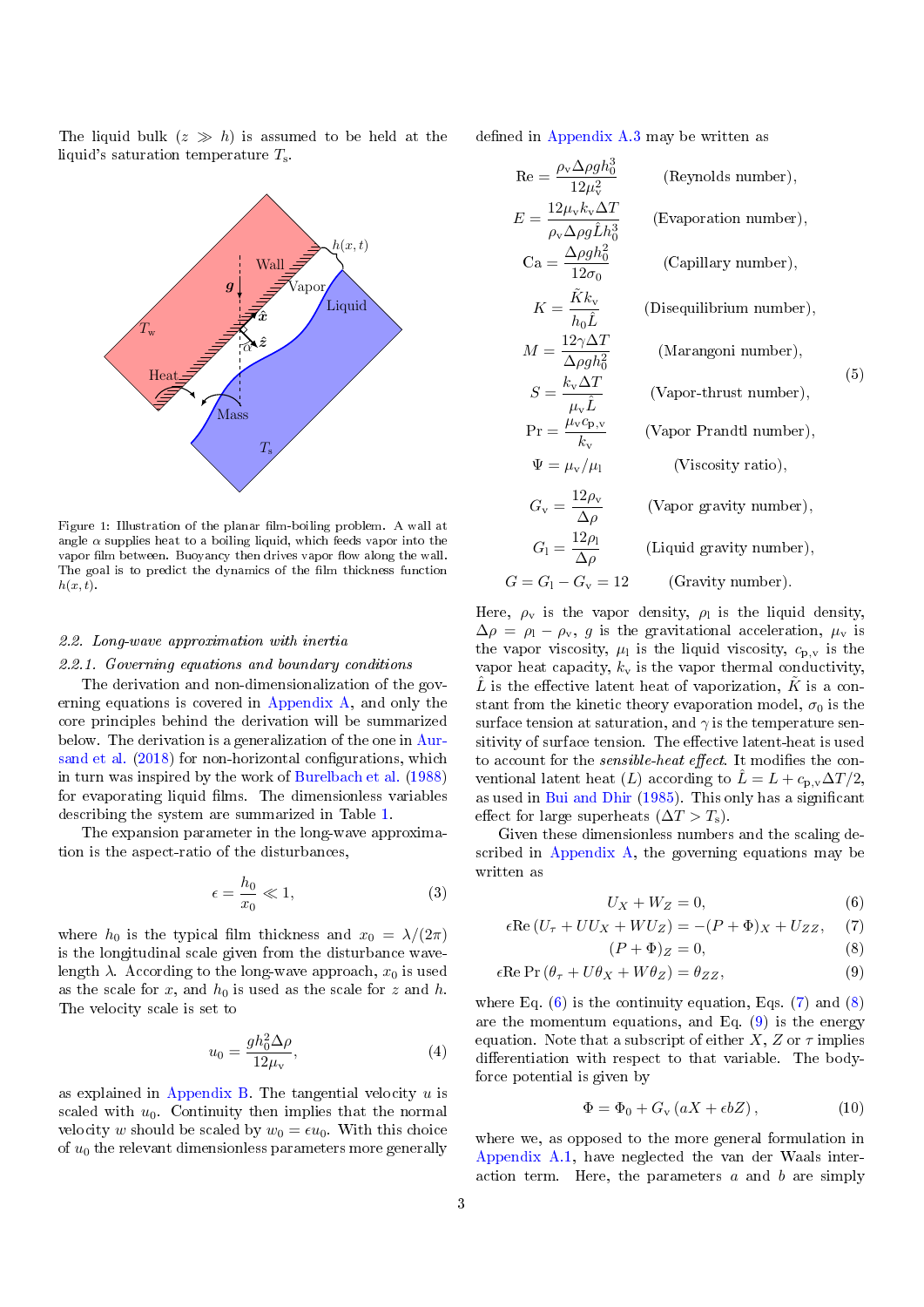The liquid bulk ($z \gg h$) is assumed to be held at the liquid's saturation temperature $T_\mathrm{s}$.

Figure 1: Illustration of the planar film-boiling problem. A wall at angle $\alpha$ supplies heat to a boiling liquid, which feeds vapor into the vapor film between. Buoyancy then drives vapor flow along the wall. The goal is to predict the dynamics of the film thickness function $h(x,t)$.

### 2.2. Long-wave approximation with inertia

#### 2.2.1. Governing equations and boundary conditions

The derivation and non-dimensionalization of the governing equations is covered in Appendix A, and only the core principles behind the derivation will be summarized below. The derivation is a generalization of the one in Aursand et al. (2018) for non-horizontal configurations, which in turn was inspired by the work of Burelbach et al. (1988) for evaporating liquid films. The dimensionless variables describing the system are summarized in Table 1.

The expansion parameter in the long-wave approximation is the aspect-ratio of the disturbances,

$$\epsilon = \frac{h_0}{x_0} \ll 1, \tag{3}$$

where $h_0$ is the typical film thickness and $x_0 = \lambda/(2\pi)$ is the longitudinal scale given from the disturbance wavelength $\lambda$. According to the long-wave approach, $x_0$ is used as the scale for $x$, and $h_0$ is used as the scale for $z$ and $h$. The velocity scale is set to

$$u_0 = \frac{g h_0^2 \Delta\rho}{12\mu_\mathrm{v}}, \tag{4}$$

as explained in Appendix B. The tangential velocity $u$ is scaled with $u_0$. Continuity then implies that the normal velocity $w$ should be scaled by $w_0 = \epsilon u_0$. With this choice of $u_0$ the relevant dimensionless parameters more generally defined in Appendix A.3 may be written as

$$
\begin{aligned}
\mathrm{Re} &= \frac{\rho_\mathrm{v}\Delta\rho g h_0^3}{12\mu_\mathrm{v}^2} && \text{(Reynolds number)},\\
E &= \frac{12\mu_\mathrm{v} k_\mathrm{v}\Delta T}{\rho_\mathrm{v}\Delta\rho g \hat{L} h_0^3} && \text{(Evaporation number)},\\
\mathrm{Ca} &= \frac{\Delta\rho g h_0^2}{12\sigma_0} && \text{(Capillary number)},\\
K &= \frac{\tilde{K} k_\mathrm{v}}{h_0 \hat{L}} && \text{(Disequilibrium number)},\\
M &= \frac{12\gamma\Delta T}{\Delta\rho g h_0^2} && \text{(Marangoni number)},\\
S &= \frac{k_\mathrm{v}\Delta T}{\mu_\mathrm{v}\hat{L}} && \text{(Vapor-thrust number)},\\
\mathrm{Pr} &= \frac{\mu_\mathrm{v} c_\mathrm{p,v}}{k_\mathrm{v}} && \text{(Vapor Prandtl number)},\\
\Psi &= \mu_\mathrm{v}/\mu_\mathrm{l} && \text{(Viscosity ratio)},\\
G_\mathrm{v} &= \frac{12\rho_\mathrm{v}}{\Delta\rho} && \text{(Vapor gravity number)},\\
G_\mathrm{l} &= \frac{12\rho_\mathrm{l}}{\Delta\rho} && \text{(Liquid gravity number)},\\
G &= G_\mathrm{l} - G_\mathrm{v} = 12 && \text{(Gravity number)}.
\end{aligned}
\tag{5}
$$

Here, $\rho_\mathrm{v}$ is the vapor density, $\rho_\mathrm{l}$ is the liquid density, $\Delta\rho = \rho_\mathrm{l} - \rho_\mathrm{v}$, $g$ is the gravitational acceleration, $\mu_\mathrm{v}$ is the vapor viscosity, $\mu_\mathrm{l}$ is the liquid viscosity, $c_\mathrm{p,v}$ is the vapor heat capacity, $k_\mathrm{v}$ is the vapor thermal conductivity, $\hat{L}$ is the effective latent heat of vaporization, $\tilde{K}$ is a constant from the kinetic theory evaporation model, $\sigma_0$ is the surface tension at saturation, and $\gamma$ is the temperature sensitivity of surface tension. The effective latent-heat is used to account for the *sensible-heat effect*. It modifies the conventional latent heat ($L$) according to $\hat{L} = L + c_\mathrm{p,v}\Delta T/2$, as used in Bui and Dhir (1985). This only has a significant effect for large superheats ($\Delta T > T_\mathrm{s}$).

Given these dimensionless numbers and the scaling described in Appendix A, the governing equations may be written as

$$U_X + W_Z = 0, \tag{6}$$

$$\epsilon\mathrm{Re}\left(U_\tau + U U_X + W U_Z\right) = -(P+\Phi)_X + U_{ZZ}, \tag{7}$$

$$(P+\Phi)_Z = 0, \tag{8}$$

$$\epsilon\mathrm{Re}\,\mathrm{Pr}\left(\theta_\tau + U\theta_X + W\theta_Z\right) = \theta_{ZZ}, \tag{9}$$

where Eq. (6) is the continuity equation, Eqs. (7) and (8) are the momentum equations, and Eq. (9) is the energy equation. Note that a subscript of either $X$, $Z$ or $\tau$ implies differentiation with respect to that variable. The body-force potential is given by

$$\Phi = \Phi_0 + G_\mathrm{v}\left(aX + \epsilon b Z\right), \tag{10}$$

where we, as opposed to the more general formulation in Appendix A.1, have neglected the van der Waals interaction term. Here, the parameters $a$ and $b$ are simply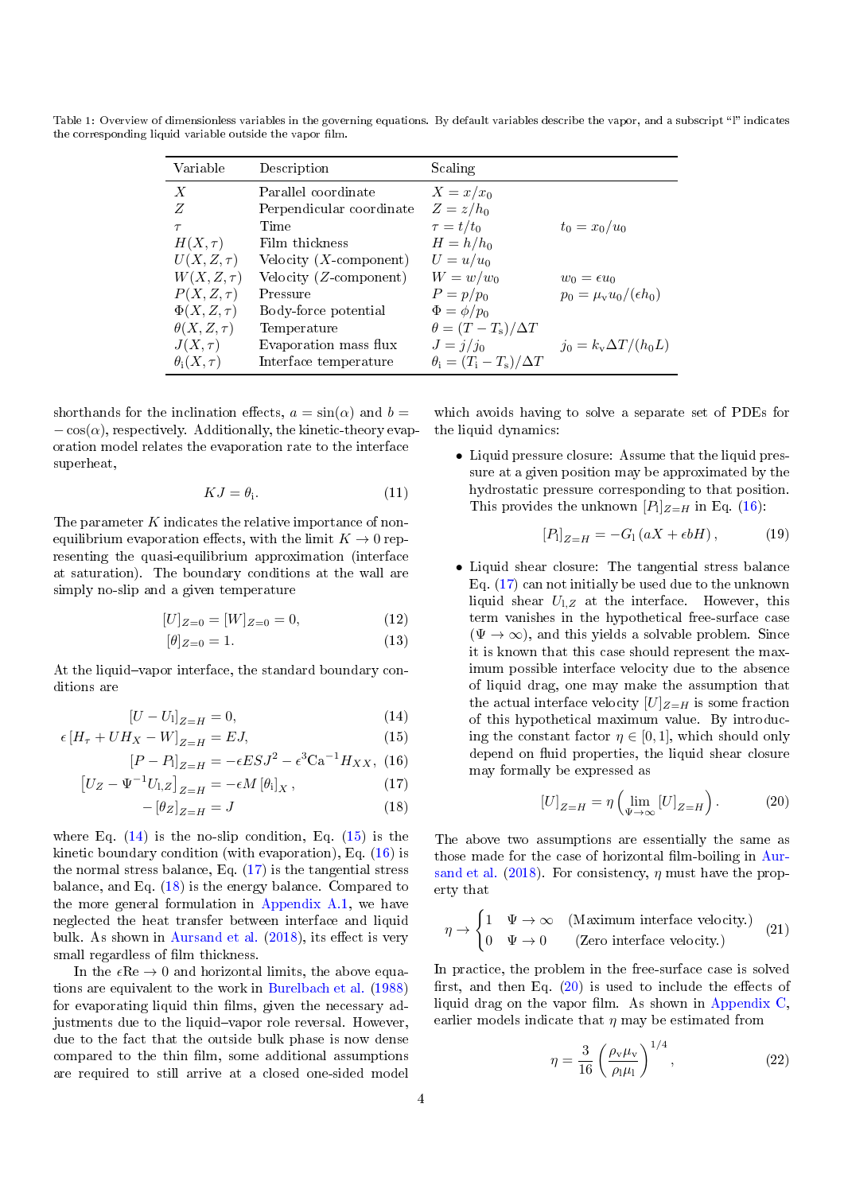Table 1: Overview of dimensionless variables in the governing equations. By default variables describe the vapor, and a subscript "l" indicates the corresponding liquid variable outside the vapor film.

| Variable | Description | Scaling | |
|---|---|---|---|
| $X$ | Parallel coordinate | $X = x/x_0$ | |
| $Z$ | Perpendicular coordinate | $Z = z/h_0$ | |
| $\tau$ | Time | $\tau = t/t_0$ | $t_0 = x_0/u_0$ |
| $H(X, \tau)$ | Film thickness | $H = h/h_0$ | |
| $U(X, Z, \tau)$ | Velocity ($X$-component) | $U = u/u_0$ | |
| $W(X, Z, \tau)$ | Velocity ($Z$-component) | $W = w/w_0$ | $w_0 = \epsilon u_0$ |
| $P(X, Z, \tau)$ | Pressure | $P = p/p_0$ | $p_0 = \mu_\text{v} u_0/(\epsilon h_0)$ |
| $\Phi(X, Z, \tau)$ | Body-force potential | $\Phi = \phi/p_0$ | |
| $\theta(X, Z, \tau)$ | Temperature | $\theta = (T - T_\text{s})/\Delta T$ | |
| $J(X, \tau)$ | Evaporation mass flux | $J = j/j_0$ | $j_0 = k_\text{v} \Delta T/(h_0 L)$ |
| $\theta_\text{i}(X, \tau)$ | Interface temperature | $\theta_\text{i} = (T_\text{i} - T_\text{s})/\Delta T$ | |

shorthands for the inclination effects, $a = \sin(\alpha)$ and $b = -\cos(\alpha)$, respectively. Additionally, the kinetic-theory evaporation model relates the evaporation rate to the interface superheat,

$$KJ = \theta_\text{i}. \tag{11}$$

The parameter $K$ indicates the relative importance of non-equilibrium evaporation effects, with the limit $K \to 0$ representing the quasi-equilibrium approximation (interface at saturation). The boundary conditions at the wall are simply no-slip and a given temperature

$$[U]_{Z=0} = [W]_{Z=0} = 0, \tag{12}$$

$$[\theta]_{Z=0} = 1. \tag{13}$$

At the liquid–vapor interface, the standard boundary conditions are

$$[U - U_\text{l}]_{Z=H} = 0, \tag{14}$$

$$\epsilon \left[H_\tau + U H_X - W\right]_{Z=H} = EJ, \tag{15}$$

$$[P - P_\text{l}]_{Z=H} = -\epsilon E S J^2 - \epsilon^3 \text{Ca}^{-1} H_{XX}, \tag{16}$$

$$\left[U_Z - \Psi^{-1} U_{\text{l},Z}\right]_{Z=H} = -\epsilon M \left[\theta_\text{i}\right]_X, \tag{17}$$

$$-\left[\theta_Z\right]_{Z=H} = J \tag{18}$$

where Eq. (14) is the no-slip condition, Eq. (15) is the kinetic boundary condition (with evaporation), Eq. (16) is the normal stress balance, Eq. (17) is the tangential stress balance, and Eq. (18) is the energy balance. Compared to the more general formulation in Appendix A.1, we have neglected the heat transfer between interface and liquid bulk. As shown in Aursand et al. (2018), its effect is very small regardless of film thickness.

In the $\epsilon\text{Re} \to 0$ and horizontal limits, the above equations are equivalent to the work in Burelbach et al. (1988) for evaporating liquid thin films, given the necessary adjustments due to the liquid–vapor role reversal. However, due to the fact that the outside bulk phase is now dense compared to the thin film, some additional assumptions are required to still arrive at a closed one-sided model which avoids having to solve a separate set of PDEs for the liquid dynamics:

- Liquid pressure closure: Assume that the liquid pressure at a given position may be approximated by the hydrostatic pressure corresponding to that position. This provides the unknown $[P_\text{l}]_{Z=H}$ in Eq. (16):

$$[P_\text{l}]_{Z=H} = -G_\text{l} \left(aX + \epsilon b H\right), \tag{19}$$

- Liquid shear closure: The tangential stress balance Eq. (17) can not initially be used due to the unknown liquid shear $U_{\text{l},Z}$ at the interface. However, this term vanishes in the hypothetical free-surface case ($\Psi \to \infty$), and this yields a solvable problem. Since it is known that this case should represent the maximum possible interface velocity due to the absence of liquid drag, one may make the assumption that the actual interface velocity $[U]_{Z=H}$ is some fraction of this hypothetical maximum value. By introducing the constant factor $\eta \in [0, 1]$, which should only depend on fluid properties, the liquid shear closure may formally be expressed as

$$[U]_{Z=H} = \eta \left(\lim_{\Psi \to \infty} [U]_{Z=H}\right). \tag{20}$$

The above two assumptions are essentially the same as those made for the case of horizontal film-boiling in Aursand et al. (2018). For consistency, $\eta$ must have the property that

$$\eta \to \begin{cases} 1 & \Psi \to \infty \quad \text{(Maximum interface velocity.)} \\ 0 & \Psi \to 0 \quad \text{(Zero interface velocity.)} \end{cases} \tag{21}$$

In practice, the problem in the free-surface case is solved first, and then Eq. (20) is used to include the effects of liquid drag on the vapor film. As shown in Appendix C, earlier models indicate that $\eta$ may be estimated from

$$\eta = \frac{3}{16} \left(\frac{\rho_\text{v} \mu_\text{v}}{\rho_\text{l} \mu_\text{l}}\right)^{1/4}, \tag{22}$$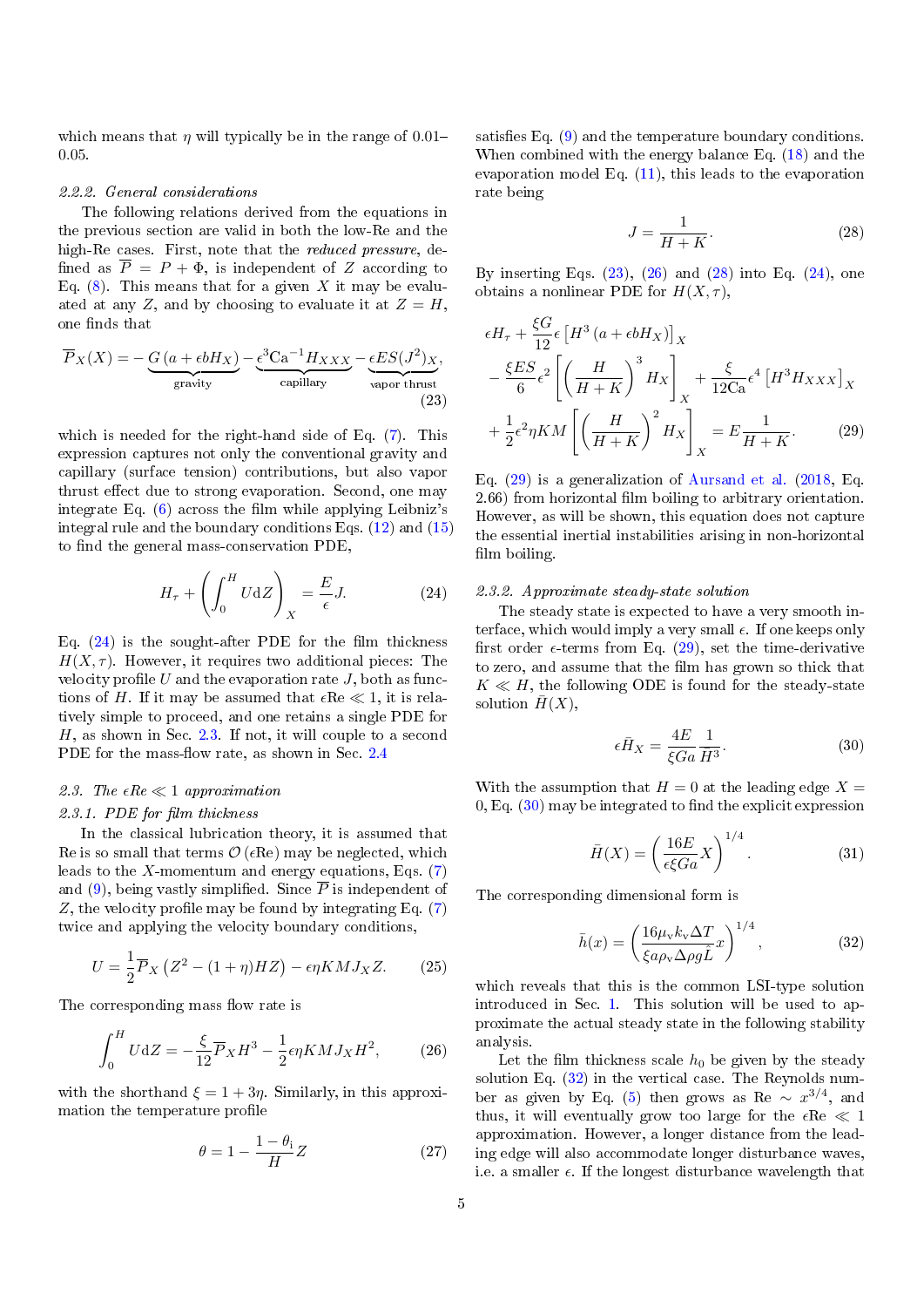which means that $\eta$ will typically be in the range of 0.01–0.05.

#### 2.2.2. General considerations

The following relations derived from the equations in the previous section are valid in both the low-Re and the high-Re cases. First, note that the *reduced pressure*, defined as $\overline{P} = P + \Phi$, is independent of $Z$ according to Eq. (8). This means that for a given $X$ it may be evaluated at any $Z$, and by choosing to evaluate it at $Z = H$, one finds that

$$\overline{P}_X(X) = -\underbrace{G\left(a + \epsilon b H_X\right)}_{\text{gravity}} - \underbrace{\epsilon^3 \text{Ca}^{-1} H_{XXX}}_{\text{capillary}} - \underbrace{\epsilon E S (J^2)_X}_{\text{vapor thrust}}, \tag{23}$$

which is needed for the right-hand side of Eq. (7). This expression captures not only the conventional gravity and capillary (surface tension) contributions, but also vapor thrust effect due to strong evaporation. Second, one may integrate Eq. (6) across the film while applying Leibniz's integral rule and the boundary conditions Eqs. (12) and (15) to find the general mass-conservation PDE,

$$H_\tau + \left(\int_0^H U \mathrm{d}Z\right)_X = \frac{E}{\epsilon} J. \tag{24}$$

Eq. (24) is the sought-after PDE for the film thickness $H(X,\tau)$. However, it requires two additional pieces: The velocity profile $U$ and the evaporation rate $J$, both as functions of $H$. If it may be assumed that $\epsilon \text{Re} \ll 1$, it is relatively simple to proceed, and one retains a single PDE for $H$, as shown in Sec. 2.3. If not, it will couple to a second PDE for the mass-flow rate, as shown in Sec. 2.4

### 2.3. The $\epsilon Re \ll 1$ approximation

#### 2.3.1. PDE for film thickness

In the classical lubrication theory, it is assumed that Re is so small that terms $\mathcal{O}(\epsilon \text{Re})$ may be neglected, which leads to the $X$-momentum and energy equations, Eqs. (7) and (9), being vastly simplified. Since $\overline{P}$ is independent of $Z$, the velocity profile may be found by integrating Eq. (7) twice and applying the velocity boundary conditions,

$$U = \frac{1}{2}\overline{P}_X\left(Z^2 - (1+\eta)HZ\right) - \epsilon \eta K M J_X Z. \tag{25}$$

The corresponding mass flow rate is

$$\int_0^H U \mathrm{d}Z = -\frac{\xi}{12}\overline{P}_X H^3 - \frac{1}{2}\epsilon \eta K M J_X H^2, \tag{26}$$

with the shorthand $\xi = 1 + 3\eta$. Similarly, in this approximation the temperature profile

$$\theta = 1 - \frac{1-\theta_{\mathrm{i}}}{H} Z \tag{27}$$

satisfies Eq. (9) and the temperature boundary conditions. When combined with the energy balance Eq. (18) and the evaporation model Eq. (11), this leads to the evaporation rate being

$$J = \frac{1}{H+K}. \tag{28}$$

By inserting Eqs. (23), (26) and (28) into Eq. (24), one obtains a nonlinear PDE for $H(X,\tau)$,

$$\begin{aligned}
&\epsilon H_\tau + \frac{\xi G}{12}\epsilon\left[H^3\left(a + \epsilon b H_X\right)\right]_X \\
&- \frac{\xi E S}{6}\epsilon^2\left[\left(\frac{H}{H+K}\right)^3 H_X\right]_X + \frac{\xi}{12\text{Ca}}\epsilon^4\left[H^3 H_{XXX}\right]_X \\
&+ \frac{1}{2}\epsilon^2 \eta K M\left[\left(\frac{H}{H+K}\right)^2 H_X\right]_X = E\frac{1}{H+K}.
\end{aligned} \tag{29}$$

Eq. (29) is a generalization of Aursand et al. (2018, Eq. 2.66) from horizontal film boiling to arbitrary orientation. However, as will be shown, this equation does not capture the essential inertial instabilities arising in non-horizontal film boiling.

#### 2.3.2. Approximate steady-state solution

The steady state is expected to have a very smooth interface, which would imply a very small $\epsilon$. If one keeps only first order $\epsilon$-terms from Eq. (29), set the time-derivative to zero, and assume that the film has grown so thick that $K \ll H$, the following ODE is found for the steady-state solution $\bar{H}(X)$,

$$\epsilon \bar{H}_X = \frac{4E}{\xi G a}\frac{1}{\bar{H}^3}. \tag{30}$$

With the assumption that $H = 0$ at the leading edge $X = 0$, Eq. (30) may be integrated to find the explicit expression

$$\bar{H}(X) = \left(\frac{16E}{\epsilon \xi G a} X\right)^{1/4}. \tag{31}$$

The corresponding dimensional form is

$$\bar{h}(x) = \left(\frac{16\mu_{\mathrm{v}} k_{\mathrm{v}} \Delta T}{\xi a \rho_{\mathrm{v}} \Delta \rho g \tilde{L}} x\right)^{1/4}, \tag{32}$$

which reveals that this is the common LSI-type solution introduced in Sec. 1. This solution will be used to approximate the actual steady state in the following stability analysis.

Let the film thickness scale $h_0$ be given by the steady solution Eq. (32) in the vertical case. The Reynolds number as given by Eq. (5) then grows as $\text{Re} \sim x^{3/4}$, and thus, it will eventually grow too large for the $\epsilon \text{Re} \ll 1$ approximation. However, a longer distance from the leading edge will also accommodate longer disturbance waves, i.e. a smaller $\epsilon$. If the longest disturbance wavelength that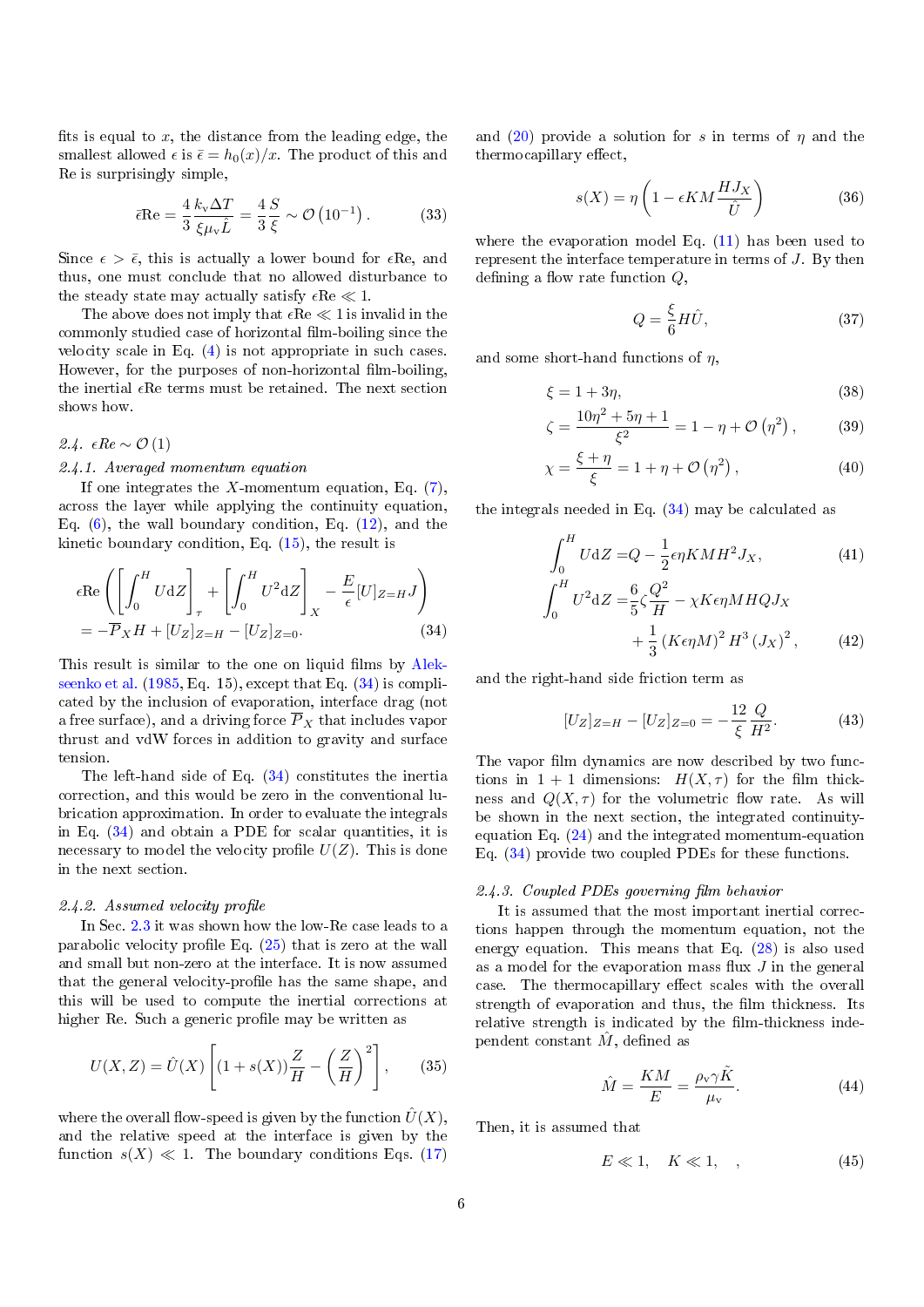fits is equal to $x$, the distance from the leading edge, the smallest allowed $\epsilon$ is $\bar{\epsilon} = h_0(x)/x$. The product of this and Re is surprisingly simple,

$$\bar{\epsilon}\mathrm{Re} = \frac{4}{3}\frac{k_\mathrm{v}\Delta T}{\xi\mu_\mathrm{v}\hat{L}} = \frac{4}{3}\frac{S}{\xi} \sim \mathcal{O}\left(10^{-1}\right). \tag{33}$$

Since $\epsilon > \bar{\epsilon}$, this is actually a lower bound for $\epsilon$Re, and thus, one must conclude that no allowed disturbance to the steady state may actually satisfy $\epsilon\mathrm{Re} \ll 1$.

The above does not imply that $\epsilon\mathrm{Re} \ll 1$ is invalid in the commonly studied case of horizontal film-boiling since the velocity scale in Eq. (4) is not appropriate in such cases. However, for the purposes of non-horizontal film-boiling, the inertial $\epsilon$Re terms must be retained. The next section shows how.

### 2.4. $\epsilon Re \sim \mathcal{O}(1)$

#### 2.4.1. Averaged momentum equation

If one integrates the $X$-momentum equation, Eq. (7), across the layer while applying the continuity equation, Eq. (6), the wall boundary condition, Eq. (12), and the kinetic boundary condition, Eq. (15), the result is

$$\begin{aligned}
&\epsilon\mathrm{Re}\left(\left[\int_0^H U\mathrm{d}Z\right]_\tau + \left[\int_0^H U^2\mathrm{d}Z\right]_X - \frac{E}{\epsilon}[U]_{Z=H}J\right) \\
&= -\overline{P}_X H + [U_Z]_{Z=H} - [U_Z]_{Z=0}.
\end{aligned} \tag{34}$$

This result is similar to the one on liquid films by Alekseenko et al. (1985, Eq. 15), except that Eq. (34) is complicated by the inclusion of evaporation, interface drag (not a free surface), and a driving force $\overline{P}_X$ that includes vapor thrust and vdW forces in addition to gravity and surface tension.

The left-hand side of Eq. (34) constitutes the inertia correction, and this would be zero in the conventional lubrication approximation. In order to evaluate the integrals in Eq. (34) and obtain a PDE for scalar quantities, it is necessary to model the velocity profile $U(Z)$. This is done in the next section.

#### 2.4.2. Assumed velocity profile

In Sec. 2.3 it was shown how the low-Re case leads to a parabolic velocity profile Eq. (25) that is zero at the wall and small but non-zero at the interface. It is now assumed that the general velocity-profile has the same shape, and this will be used to compute the inertial corrections at higher Re. Such a generic profile may be written as

$$U(X, Z) = \hat{U}(X)\left[(1 + s(X))\frac{Z}{H} - \left(\frac{Z}{H}\right)^2\right], \tag{35}$$

where the overall flow-speed is given by the function $\hat{U}(X)$, and the relative speed at the interface is given by the function $s(X) \ll 1$. The boundary conditions Eqs. (17) and (20) provide a solution for $s$ in terms of $\eta$ and the thermocapillary effect,

$$s(X) = \eta\left(1 - \epsilon KM\frac{HJ_X}{\hat{U}}\right) \tag{36}$$

where the evaporation model Eq. (11) has been used to represent the interface temperature in terms of $J$. By then defining a flow rate function $Q$,

$$Q = \frac{\xi}{6}H\hat{U}, \tag{37}$$

and some short-hand functions of $\eta$,

$$\xi = 1 + 3\eta, \tag{38}$$

$$\zeta = \frac{10\eta^2 + 5\eta + 1}{\xi^2} = 1 - \eta + \mathcal{O}\left(\eta^2\right), \tag{39}$$

$$\chi = \frac{\xi + \eta}{\xi} = 1 + \eta + \mathcal{O}\left(\eta^2\right), \tag{40}$$

the integrals needed in Eq. (34) may be calculated as

$$\int_0^H U\mathrm{d}Z = Q - \frac{1}{2}\epsilon\eta KMH^2 J_X, \tag{41}$$

$$\begin{aligned}
\int_0^H U^2\mathrm{d}Z = &\frac{6}{5}\zeta\frac{Q^2}{H} - \chi K\epsilon\eta MHQJ_X \\
&+ \frac{1}{3}\left(K\epsilon\eta M\right)^2 H^3\left(J_X\right)^2,
\end{aligned} \tag{42}$$

and the right-hand side friction term as

$$[U_Z]_{Z=H} - [U_Z]_{Z=0} = -\frac{12}{\xi}\frac{Q}{H^2}. \tag{43}$$

The vapor film dynamics are now described by two functions in 1 + 1 dimensions: $H(X,\tau)$ for the film thickness and $Q(X,\tau)$ for the volumetric flow rate. As will be shown in the next section, the integrated continuity-equation Eq. (24) and the integrated momentum-equation Eq. (34) provide two coupled PDEs for these functions.

#### 2.4.3. Coupled PDEs governing film behavior

It is assumed that the most important inertial corrections happen through the momentum equation, not the energy equation. This means that Eq. (28) is also used as a model for the evaporation mass flux $J$ in the general case. The thermocapillary effect scales with the overall strength of evaporation and thus, the film thickness. Its relative strength is indicated by the film-thickness independent constant $\hat{M}$, defined as

$$\hat{M} = \frac{KM}{E} = \frac{\rho_\mathrm{v}\gamma\tilde{K}}{\mu_\mathrm{v}}. \tag{44}$$

Then, it is assumed that

$$E \ll 1, \quad K \ll 1, \quad , \tag{45}$$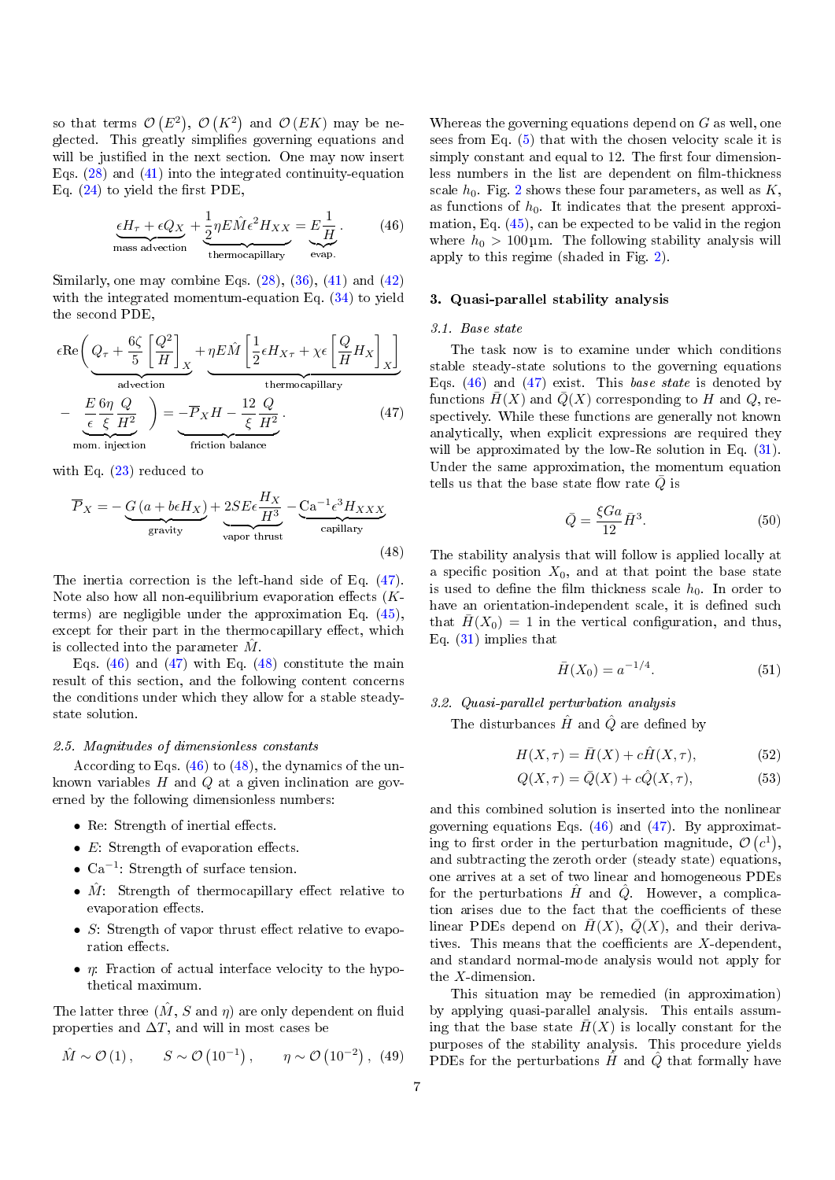so that terms $\mathcal{O}\left(E^2\right)$, $\mathcal{O}\left(K^2\right)$ and $\mathcal{O}\left(EK\right)$ may be neglected. This greatly simplifies governing equations and will be justified in the next section. One may now insert Eqs. (28) and (41) into the integrated continuity-equation Eq. (24) to yield the first PDE,

$$\underbrace{\epsilon H_\tau + \epsilon Q_X}_{\text{mass advection}} + \underbrace{\frac{1}{2}\eta E\hat{M}\epsilon^2 H_{XX}}_{\text{thermocapillary}} = \underbrace{E\frac{1}{H}}_{\text{evap.}}. \tag{46}$$

Similarly, one may combine Eqs. (28), (36), (41) and (42) with the integrated momentum-equation Eq. (34) to yield the second PDE,

$$\epsilon \mathrm{Re}\Bigg(\underbrace{Q_\tau + \frac{6\zeta}{5}\left[\frac{Q^2}{H}\right]_X}_{\text{advection}} + \underbrace{\eta E\hat{M}\left[\frac{1}{2}\epsilon H_{X\tau} + \chi\epsilon\left[\frac{Q}{H}H_X\right]_X\right]}_{\text{thermocapillary}} - \underbrace{\frac{E}{\epsilon}\frac{6\eta}{\xi}\frac{Q}{H^2}}_{\text{mom. injection}}\Bigg) = \underbrace{-\overline{P}_X H - \frac{12}{\xi}\frac{Q}{H^2}}_{\text{friction balance}}. \tag{47}$$

with Eq. (23) reduced to

$$\overline{P}_X = -\underbrace{G\left(a + b\epsilon H_X\right)}_{\text{gravity}} + \underbrace{2SE\epsilon\frac{H_X}{H^3}}_{\text{vapor thrust}} - \underbrace{\mathrm{Ca}^{-1}\epsilon^3 H_{XXX}}_{\text{capillary}} \tag{48}$$

The inertia correction is the left-hand side of Eq. (47). Note also how all non-equilibrium evaporation effects ($K$-terms) are negligible under the approximation Eq. (45), except for their part in the thermocapillary effect, which is collected into the parameter $\hat{M}$.

Eqs. (46) and (47) with Eq. (48) constitute the main result of this section, and the following content concerns the conditions under which they allow for a stable steady-state solution.

### 2.5. Magnitudes of dimensionless constants

According to Eqs. (46) to (48), the dynamics of the unknown variables $H$ and $Q$ at a given inclination are governed by the following dimensionless numbers:

- Re: Strength of inertial effects.
- $E$: Strength of evaporation effects.
- $\mathrm{Ca}^{-1}$: Strength of surface tension.
- $\hat{M}$: Strength of thermocapillary effect relative to evaporation effects.
- $S$: Strength of vapor thrust effect relative to evaporation effects.
- $\eta$: Fraction of actual interface velocity to the hypothetical maximum.

The latter three ($\hat{M}$, $S$ and $\eta$) are only dependent on fluid properties and $\Delta T$, and will in most cases be

$$\hat{M} \sim \mathcal{O}\left(1\right), \qquad S \sim \mathcal{O}\left(10^{-1}\right), \qquad \eta \sim \mathcal{O}\left(10^{-2}\right), \tag{49}$$

Whereas the governing equations depend on $G$ as well, one sees from Eq. (5) that with the chosen velocity scale it is simply constant and equal to 12. The first four dimensionless numbers in the list are dependent on film-thickness scale $h_0$. Fig. 2 shows these four parameters, as well as $K$, as functions of $h_0$. It indicates that the present approximation, Eq. (45), can be expected to be valid in the region where $h_0 > 100\,\mu\mathrm{m}$. The following stability analysis will apply to this regime (shaded in Fig. 2).

## 3. Quasi-parallel stability analysis

### 3.1. Base state

The task now is to examine under which conditions stable steady-state solutions to the governing equations Eqs. (46) and (47) exist. This *base state* is denoted by functions $\bar{H}(X)$ and $\bar{Q}(X)$ corresponding to $H$ and $Q$, respectively. While these functions are generally not known analytically, when explicit expressions are required they will be approximated by the low-Re solution in Eq. (31). Under the same approximation, the momentum equation tells us that the base state flow rate $\bar{Q}$ is

$$\bar{Q} = \frac{\xi G a}{12}\bar{H}^3. \tag{50}$$

The stability analysis that will follow is applied locally at a specific position $X_0$, and at that point the base state is used to define the film thickness scale $h_0$. In order to have an orientation-independent scale, it is defined such that $\bar{H}(X_0) = 1$ in the vertical configuration, and thus, Eq. (31) implies that

$$\bar{H}(X_0) = a^{-1/4}. \tag{51}$$

### 3.2. Quasi-parallel perturbation analysis

The disturbances $\hat{H}$ and $\hat{Q}$ are defined by

$$H(X,\tau) = \bar{H}(X) + c\hat{H}(X,\tau), \tag{52}$$

$$Q(X,\tau) = \bar{Q}(X) + c\hat{Q}(X,\tau), \tag{53}$$

and this combined solution is inserted into the nonlinear governing equations Eqs. (46) and (47). By approximating to first order in the perturbation magnitude, $\mathcal{O}\left(c^1\right)$, and subtracting the zeroth order (steady state) equations, one arrives at a set of two linear and homogeneous PDEs for the perturbations $\hat{H}$ and $\hat{Q}$. However, a complication arises due to the fact that the coefficients of these linear PDEs depend on $\bar{H}(X)$, $\bar{Q}(X)$, and their derivatives. This means that the coefficients are $X$-dependent, and standard normal-mode analysis would not apply for the $X$-dimension.

This situation may be remedied (in approximation) by applying quasi-parallel analysis. This entails assuming that the base state $\bar{H}(X)$ is locally constant for the purposes of the stability analysis. This procedure yields PDEs for the perturbations $\hat{H}$ and $\hat{Q}$ that formally have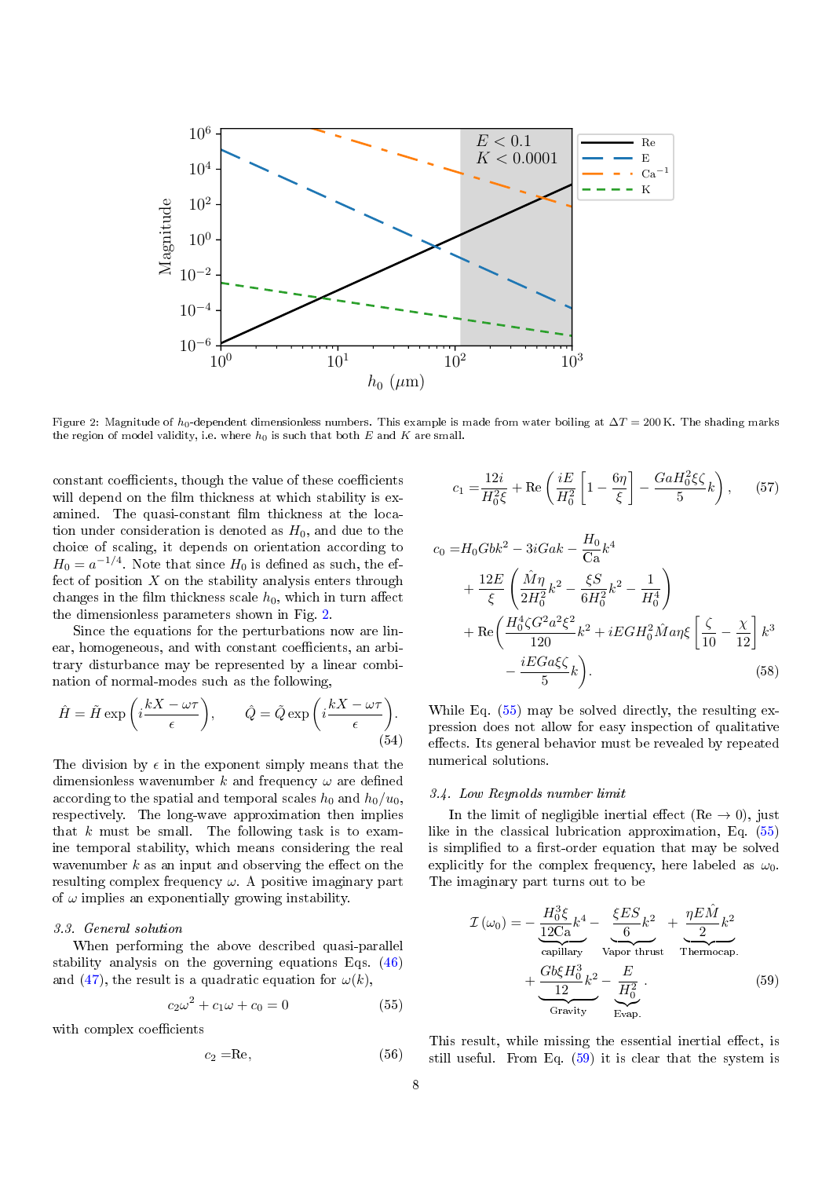Figure 2: Magnitude of $h_0$-dependent dimensionless numbers. This example is made from water boiling at $\Delta T = 200\,\mathrm{K}$. The shading marks the region of model validity, i.e. where $h_0$ is such that both $E$ and $K$ are small.

constant coefficients, though the value of these coefficients will depend on the film thickness at which stability is examined. The quasi-constant film thickness at the location under consideration is denoted as $H_0$, and due to the choice of scaling, it depends on orientation according to $H_0 = a^{-1/4}$. Note that since $H_0$ is defined as such, the effect of position $X$ on the stability analysis enters through changes in the film thickness scale $h_0$, which in turn affect the dimensionless parameters shown in Fig. 2.

Since the equations for the perturbations now are linear, homogeneous, and with constant coefficients, an arbitrary disturbance may be represented by a linear combination of normal-modes such as the following,

$$\hat{H} = \tilde{H} \exp\left(i\frac{kX - \omega\tau}{\epsilon}\right), \qquad \hat{Q} = \tilde{Q} \exp\left(i\frac{kX - \omega\tau}{\epsilon}\right). \tag{54}$$

The division by $\epsilon$ in the exponent simply means that the dimensionless wavenumber $k$ and frequency $\omega$ are defined according to the spatial and temporal scales $h_0$ and $h_0/u_0$, respectively. The long-wave approximation then implies that $k$ must be small. The following task is to examine temporal stability, which means considering the real wavenumber $k$ as an input and observing the effect on the resulting complex frequency $\omega$. A positive imaginary part of $\omega$ implies an exponentially growing instability.

### 3.3. General solution

When performing the above described quasi-parallel stability analysis on the governing equations Eqs. (46) and (47), the result is a quadratic equation for $\omega(k)$,

$$c_2\omega^2 + c_1\omega + c_0 = 0 \tag{55}$$

with complex coefficients

$$c_2 = \mathrm{Re}, \tag{56}$$

$$c_1 = \frac{12i}{H_0^2\xi} + \mathrm{Re}\left(\frac{iE}{H_0^2}\left[1 - \frac{6\eta}{\xi}\right] - \frac{GaH_0^2\xi\zeta}{5}k\right), \tag{57}$$

$$\begin{aligned} c_0 =& H_0Gbk^2 - 3iGak - \frac{H_0}{\mathrm{Ca}}k^4 \\ &+ \frac{12E}{\xi}\left(\frac{\hat{M}\eta}{2H_0^2}k^2 - \frac{\xi S}{6H_0^2}k^2 - \frac{1}{H_0^4}\right) \\ &+ \mathrm{Re}\Bigg(\frac{H_0^4\zeta G^2a^2\xi^2}{120}k^2 + iEGH_0^2\hat{M}a\eta\xi\left[\frac{\zeta}{10} - \frac{\chi}{12}\right]k^3 \\ &\quad - \frac{iEGa\xi\zeta}{5}k\Bigg). \end{aligned} \tag{58}$$

While Eq. (55) may be solved directly, the resulting expression does not allow for easy inspection of qualitative effects. Its general behavior must be revealed by repeated numerical solutions.

### 3.4. Low Reynolds number limit

In the limit of negligible inertial effect ($\mathrm{Re} \to 0$), just like in the classical lubrication approximation, Eq. (55) is simplified to a first-order equation that may be solved explicitly for the complex frequency, here labeled as $\omega_0$. The imaginary part turns out to be

$$\begin{aligned} \mathcal{I}(\omega_0) = & -\underbrace{\frac{H_0^3\xi}{12\mathrm{Ca}}k^4}_{\text{capillary}} - \underbrace{\frac{\xi ES}{6}k^2}_{\text{Vapor thrust}} + \underbrace{\frac{\eta E\hat{M}}{2}k^2}_{\text{Thermocap.}} \\ & + \underbrace{\frac{Gb\xi H_0^3}{12}k^2}_{\text{Gravity}} - \underbrace{\frac{E}{H_0^2}}_{\text{Evap.}}. \end{aligned} \tag{59}$$

This result, while missing the essential inertial effect, is still useful. From Eq. (59) it is clear that the system is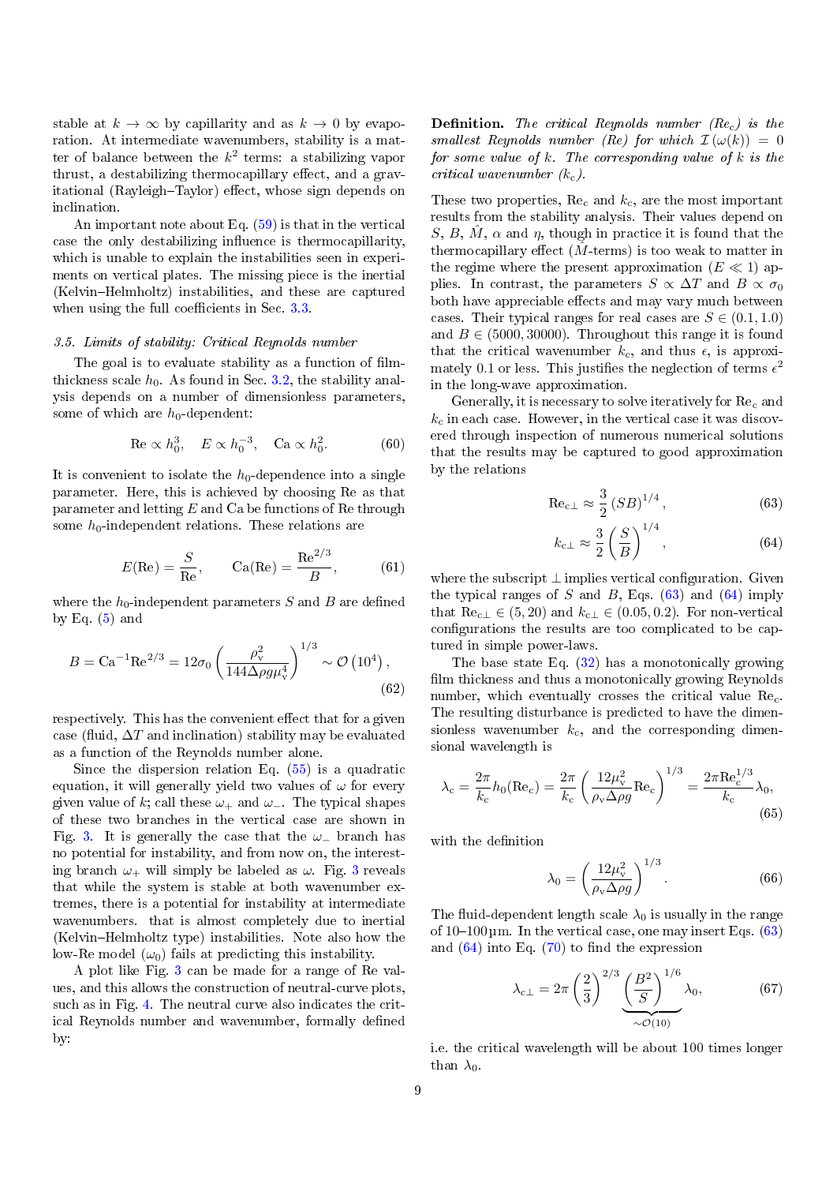stable at $k \to \infty$ by capillarity and as $k \to 0$ by evaporation. At intermediate wavenumbers, stability is a matter of balance between the $k^2$ terms: a stabilizing vapor thrust, a destabilizing thermocapillary effect, and a gravitational (Rayleigh–Taylor) effect, whose sign depends on inclination.

An important note about Eq. (59) is that in the vertical case the only destabilizing influence is thermocapillarity, which is unable to explain the instabilities seen in experiments on vertical plates. The missing piece is the inertial (Kelvin–Helmholtz) instabilities, and these are captured when using the full coefficients in Sec. 3.3.

### 3.5. Limits of stability: Critical Reynolds number

The goal is to evaluate stability as a function of film-thickness scale $h_0$. As found in Sec. 3.2, the stability analysis depends on a number of dimensionless parameters, some of which are $h_0$-dependent:

$$\mathrm{Re} \propto h_0^3, \quad E \propto h_0^{-3}, \quad \mathrm{Ca} \propto h_0^2. \tag{60}$$

It is convenient to isolate the $h_0$-dependence into a single parameter. Here, this is achieved by choosing Re as that parameter and letting $E$ and Ca be functions of Re through some $h_0$-independent relations. These relations are

$$E(\mathrm{Re}) = \frac{S}{\mathrm{Re}}, \qquad \mathrm{Ca}(\mathrm{Re}) = \frac{\mathrm{Re}^{2/3}}{B}, \tag{61}$$

where the $h_0$-independent parameters $S$ and $B$ are defined by Eq. (5) and

$$B = \mathrm{Ca}^{-1}\mathrm{Re}^{2/3} = 12\sigma_0\left(\frac{\rho_\mathrm{v}^2}{144\Delta\rho g\mu_\mathrm{v}^4}\right)^{1/3} \sim \mathcal{O}\left(10^4\right), \tag{62}$$

respectively. This has the convenient effect that for a given case (fluid, $\Delta T$ and inclination) stability may be evaluated as a function of the Reynolds number alone.

Since the dispersion relation Eq. (55) is a quadratic equation, it will generally yield two values of $\omega$ for every given value of $k$; call these $\omega_+$ and $\omega_-$. The typical shapes of these two branches in the vertical case are shown in Fig. 3. It is generally the case that the $\omega_-$ branch has no potential for instability, and from now on, the interesting branch $\omega_+$ will simply be labeled as $\omega$. Fig. 3 reveals that while the system is stable at both wavenumber extremes, there is a potential for instability at intermediate wavenumbers. that is almost completely due to inertial (Kelvin–Helmholtz type) instabilities. Note also how the low-Re model ($\omega_0$) fails at predicting this instability.

A plot like Fig. 3 can be made for a range of Re values, and this allows the construction of neutral-curve plots, such as in Fig. 4. The neutral curve also indicates the critical Reynolds number and wavenumber, formally defined by:

**Definition.** *The critical Reynolds number* ($\mathrm{Re_c}$) *is the smallest Reynolds number (Re) for which* $\mathcal{I}(\omega(k)) = 0$ *for some value of* $k$*. The corresponding value of* $k$ *is the critical wavenumber* ($k_\mathrm{c}$).

These two properties, $\mathrm{Re_c}$ and $k_\mathrm{c}$, are the most important results from the stability analysis. Their values depend on $S$, $B$, $\hat{M}$, $\alpha$ and $\eta$, though in practice it is found that the thermocapillary effect ($\hat{M}$-terms) is too weak to matter in the regime where the present approximation ($E \ll 1$) applies. In contrast, the parameters $S \propto \Delta T$ and $B \propto \sigma_0$ both have appreciable effects and may vary much between cases. Their typical ranges for real cases are $S \in (0.1, 1.0)$ and $B \in (5000, 30000)$. Throughout this range it is found that the critical wavenumber $k_\mathrm{c}$, and thus $\epsilon$, is approximately 0.1 or less. This justifies the neglection of terms $\epsilon^2$ in the long-wave approximation.

Generally, it is necessary to solve iteratively for $\mathrm{Re_c}$ and $k_\mathrm{c}$ in each case. However, in the vertical case it was discovered through inspection of numerous numerical solutions that the results may be captured to good approximation by the relations

$$\mathrm{Re}_{\mathrm{c}\perp} \approx \frac{3}{2}\left(SB\right)^{1/4}, \tag{63}$$

$$k_{\mathrm{c}\perp} \approx \frac{3}{2}\left(\frac{S}{B}\right)^{1/4}, \tag{64}$$

where the subscript $\perp$ implies vertical configuration. Given the typical ranges of $S$ and $B$, Eqs. (63) and (64) imply that $\mathrm{Re}_{\mathrm{c}\perp} \in (5, 20)$ and $k_{\mathrm{c}\perp} \in (0.05, 0.2)$. For non-vertical configurations the results are too complicated to be captured in simple power-laws.

The base state Eq. (32) has a monotonically growing film thickness and thus a monotonically growing Reynolds number, which eventually crosses the critical value $\mathrm{Re_c}$. The resulting disturbance is predicted to have the dimensionless wavenumber $k_\mathrm{c}$, and the corresponding dimensional wavelength is

$$\lambda_\mathrm{c} = \frac{2\pi}{k_\mathrm{c}}h_0(\mathrm{Re_c}) = \frac{2\pi}{k_\mathrm{c}}\left(\frac{12\mu_\mathrm{v}^2}{\rho_\mathrm{v}\Delta\rho g}\mathrm{Re_c}\right)^{1/3} = \frac{2\pi\mathrm{Re_c}^{1/3}}{k_\mathrm{c}}\lambda_0, \tag{65}$$

with the definition

$$\lambda_0 = \left(\frac{12\mu_\mathrm{v}^2}{\rho_\mathrm{v}\Delta\rho g}\right)^{1/3}. \tag{66}$$

The fluid-dependent length scale $\lambda_0$ is usually in the range of 10–100 µm. In the vertical case, one may insert Eqs. (63) and (64) into Eq. (70) to find the expression

$$\lambda_{\mathrm{c}\perp} = 2\pi\left(\frac{2}{3}\right)^{2/3}\underbrace{\left(\frac{B^2}{S}\right)^{1/6}}_{\sim\mathcal{O}(10)}\lambda_0, \tag{67}$$

i.e. the critical wavelength will be about 100 times longer than $\lambda_0$.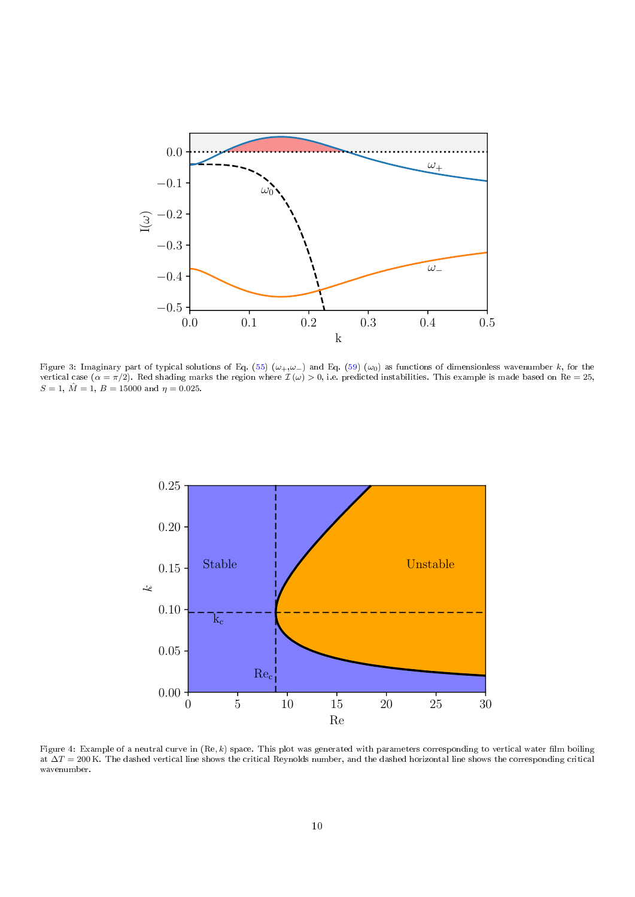Figure 3: Imaginary part of typical solutions of Eq. (55) ($\omega_+$,$\omega_-$) and Eq. (59) ($\omega_0$) as functions of dimensionless wavenumber $k$, for the vertical case ($\alpha = \pi/2$). Red shading marks the region where $\mathcal{I}(\omega) > 0$, i.e. predicted instabilities. This example is made based on $\mathrm{Re} = 25$, $S = 1$, $\hat{M} = 1$, $B = 15000$ and $\eta = 0.025$.

Figure 4: Example of a neutral curve in $(\mathrm{Re}, k)$ space. This plot was generated with parameters corresponding to vertical water film boiling at $\Delta T = 200\,\mathrm{K}$. The dashed vertical line shows the critical Reynolds number, and the dashed horizontal line shows the corresponding critical wavenumber.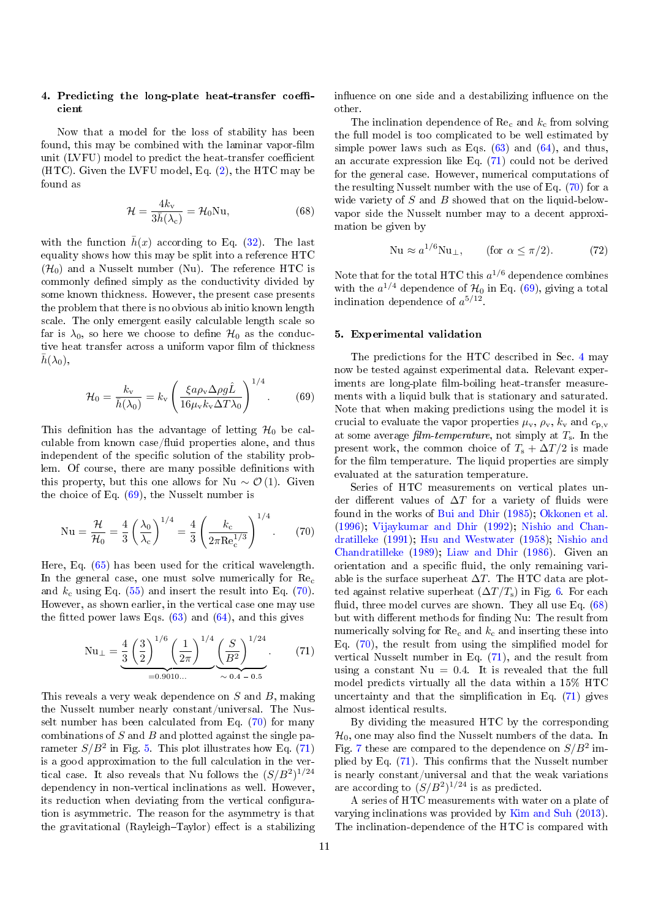## 4. Predicting the long-plate heat-transfer coefficient

Now that a model for the loss of stability has been found, this may be combined with the laminar vapor-film unit (LVFU) model to predict the heat-transfer coefficient (HTC). Given the LVFU model, Eq. (2), the HTC may be found as

$$\mathcal{H} = \frac{4k_\mathrm{v}}{3\bar{h}(\lambda_\mathrm{c})} = \mathcal{H}_0 \mathrm{Nu}, \tag{68}$$

with the function $\bar{h}(x)$ according to Eq. (32). The last equality shows how this may be split into a reference HTC ($\mathcal{H}_0$) and a Nusselt number (Nu). The reference HTC is commonly defined simply as the conductivity divided by some known thickness. However, the present case presents the problem that there is no obvious ab initio known length scale. The only emergent easily calculable length scale so far is $\lambda_0$, so here we choose to define $\mathcal{H}_0$ as the conductive heat transfer across a uniform vapor film of thickness $\bar{h}(\lambda_0)$,

$$\mathcal{H}_0 = \frac{k_\mathrm{v}}{\bar{h}(\lambda_0)} = k_\mathrm{v}\left(\frac{\xi a \rho_\mathrm{v} \Delta\rho g \hat{L}}{16\mu_\mathrm{v} k_\mathrm{v} \Delta T \lambda_0}\right)^{1/4}. \tag{69}$$

This definition has the advantage of letting $\mathcal{H}_0$ be calculable from known case/fluid properties alone, and thus independent of the specific solution of the stability problem. Of course, there are many possible definitions with this property, but this one allows for $\mathrm{Nu} \sim \mathcal{O}(1)$. Given the choice of Eq. (69), the Nusselt number is

$$\mathrm{Nu} = \frac{\mathcal{H}}{\mathcal{H}_0} = \frac{4}{3}\left(\frac{\lambda_0}{\lambda_\mathrm{c}}\right)^{1/4} = \frac{4}{3}\left(\frac{k_\mathrm{c}}{2\pi \mathrm{Re}_\mathrm{c}^{1/3}}\right)^{1/4}. \tag{70}$$

Here, Eq. (65) has been used for the critical wavelength. In the general case, one must solve numerically for $\mathrm{Re}_\mathrm{c}$ and $k_\mathrm{c}$ using Eq. (55) and insert the result into Eq. (70). However, as shown earlier, in the vertical case one may use the fitted power laws Eqs. (63) and (64), and this gives

$$\mathrm{Nu}_\perp = \underbrace{\frac{4}{3}\left(\frac{3}{2}\right)^{1/6}\left(\frac{1}{2\pi}\right)^{1/4}}_{=0.9010\ldots}\underbrace{\left(\frac{S}{B^2}\right)^{1/24}}_{\sim 0.4-0.5}. \tag{71}$$

This reveals a very weak dependence on $S$ and $B$, making the Nusselt number nearly constant/universal. The Nusselt number has been calculated from Eq. (70) for many combinations of $S$ and $B$ and plotted against the single parameter $S/B^2$ in Fig. 5. This plot illustrates how Eq. (71) is a good approximation to the full calculation in the vertical case. It also reveals that Nu follows the $(S/B^2)^{1/24}$ dependency in non-vertical inclinations as well. However, its reduction when deviating from the vertical configuration is asymmetric. The reason for the asymmetry is that the gravitational (Rayleigh–Taylor) effect is a stabilizing influence on one side and a destabilizing influence on the other.

The inclination dependence of $\mathrm{Re}_\mathrm{c}$ and $k_\mathrm{c}$ from solving the full model is too complicated to be well estimated by simple power laws such as Eqs. (63) and (64), and thus, an accurate expression like Eq. (71) could not be derived for the general case. However, numerical computations of the resulting Nusselt number with the use of Eq. (70) for a wide variety of $S$ and $B$ showed that on the liquid-below-vapor side the Nusselt number may to a decent approximation be given by

$$\mathrm{Nu} \approx a^{1/6}\mathrm{Nu}_\perp, \qquad (\text{for } \alpha \leq \pi/2). \tag{72}$$

Note that for the total HTC this $a^{1/6}$ dependence combines with the $a^{1/4}$ dependence of $\mathcal{H}_0$ in Eq. (69), giving a total inclination dependence of $a^{5/12}$.

## 5. Experimental validation

The predictions for the HTC described in Sec. 4 may now be tested against experimental data. Relevant experiments are long-plate film-boiling heat-transfer measurements with a liquid bulk that is stationary and saturated. Note that when making predictions using the model it is crucial to evaluate the vapor properties $\mu_\mathrm{v}$, $\rho_\mathrm{v}$, $k_\mathrm{v}$ and $c_\mathrm{p,v}$ at some average *film-temperature*, not simply at $T_\mathrm{s}$. In the present work, the common choice of $T_\mathrm{s} + \Delta T/2$ is made for the film temperature. The liquid properties are simply evaluated at the saturation temperature.

Series of HTC measurements on vertical plates under different values of $\Delta T$ for a variety of fluids were found in the works of Bui and Dhir (1985); Okkonen et al. (1996); Vijaykumar and Dhir (1992); Nishio and Chandratilleke (1991); Hsu and Westwater (1958); Nishio and Chandratilleke (1989); Liaw and Dhir (1986). Given an orientation and a specific fluid, the only remaining variable is the surface superheat $\Delta T$. The HTC data are plotted against relative superheat ($\Delta T/T_\mathrm{s}$) in Fig. 6. For each fluid, three model curves are shown. They all use Eq. (68) but with different methods for finding Nu: The result from numerically solving for $\mathrm{Re}_\mathrm{c}$ and $k_\mathrm{c}$ and inserting these into Eq. (70), the result from using the simplified model for vertical Nusselt number in Eq. (71), and the result from using a constant $\mathrm{Nu} = 0.4$. It is revealed that the full model predicts virtually all the data within a 15% HTC uncertainty and that the simplification in Eq. (71) gives almost identical results.

By dividing the measured HTC by the corresponding $\mathcal{H}_0$, one may also find the Nusselt numbers of the data. In Fig. 7 these are compared to the dependence on $S/B^2$ implied by Eq. (71). This confirms that the Nusselt number is nearly constant/universal and that the weak variations are according to $(S/B^2)^{1/24}$ is as predicted.

A series of HTC measurements with water on a plate of varying inclinations was provided by Kim and Suh (2013). The inclination-dependence of the HTC is compared with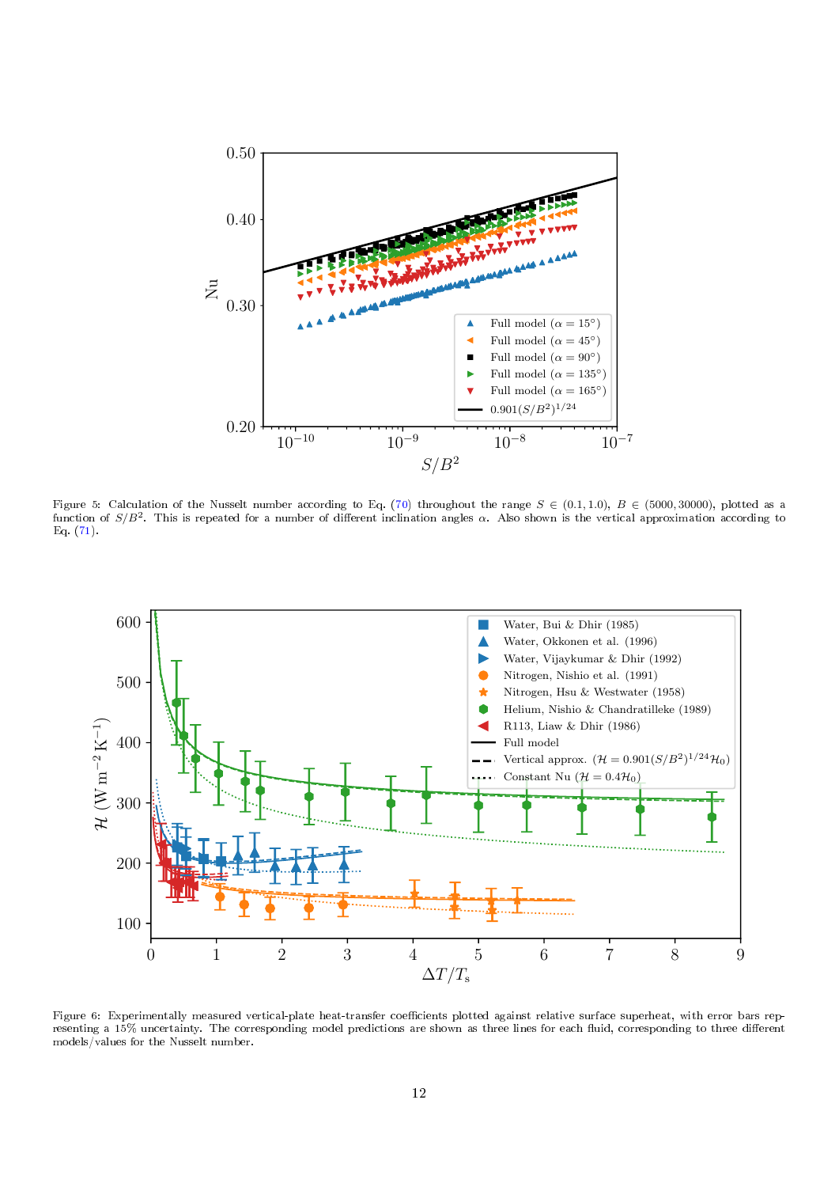Figure 5: Calculation of the Nusselt number according to Eq. (70) throughout the range $S \in (0.1, 1.0)$, $B \in (5000, 30000)$, plotted as a function of $S/B^2$. This is repeated for a number of different inclination angles $\alpha$. Also shown is the vertical approximation according to Eq. (71).

Figure 6: Experimentally measured vertical-plate heat-transfer coefficients plotted against relative surface superheat, with error bars representing a 15% uncertainty. The corresponding model predictions are shown as three lines for each fluid, corresponding to three different models/values for the Nusselt number.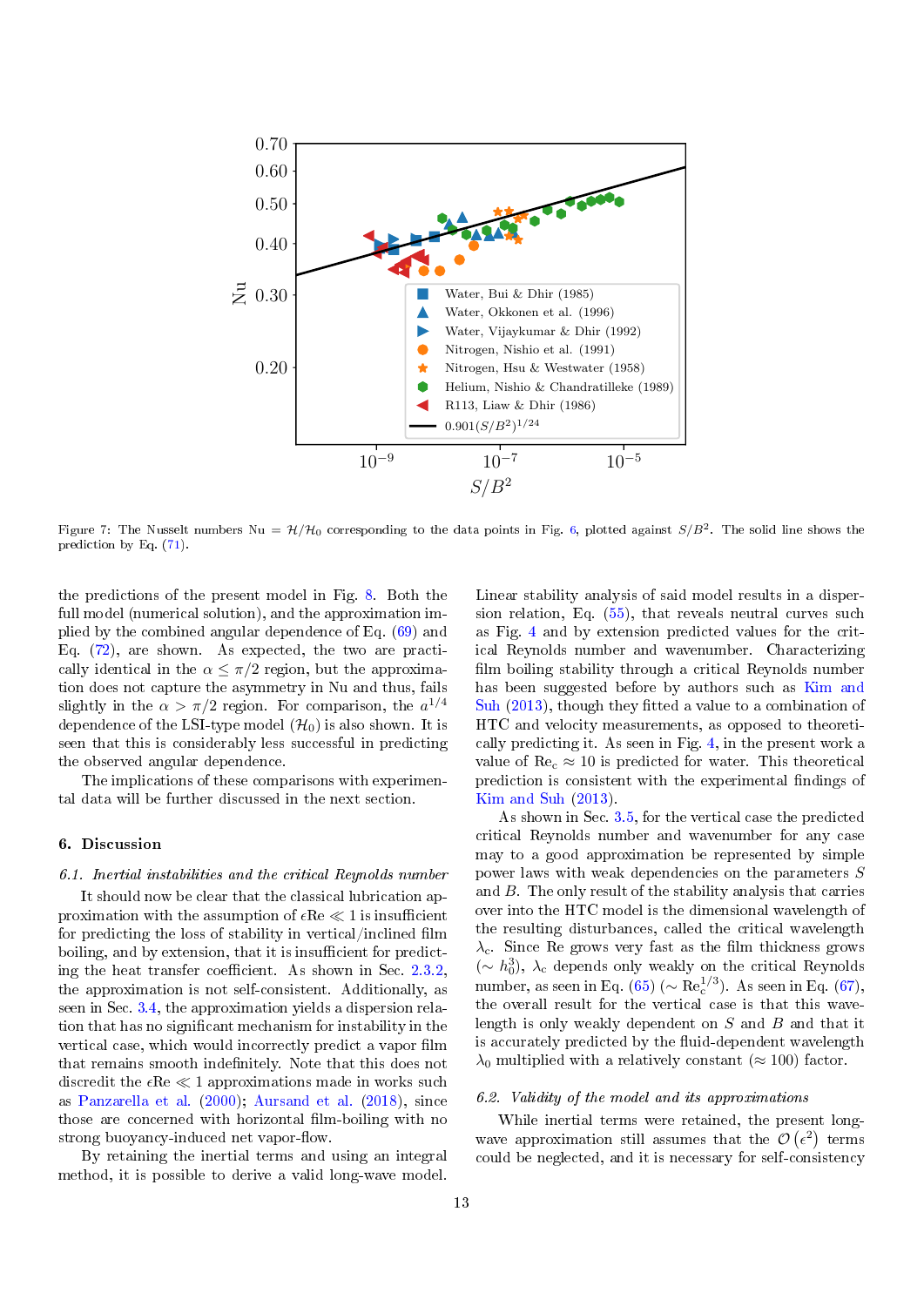Figure 7: The Nusselt numbers $\mathrm{Nu} = \mathcal{H}/\mathcal{H}_0$ corresponding to the data points in Fig. 6, plotted against $S/B^2$. The solid line shows the prediction by Eq. (71).

the predictions of the present model in Fig. 8. Both the full model (numerical solution), and the approximation implied by the combined angular dependence of Eq. (69) and Eq. (72), are shown. As expected, the two are practically identical in the $\alpha \le \pi/2$ region, but the approximation does not capture the asymmetry in Nu and thus, fails slightly in the $\alpha > \pi/2$ region. For comparison, the $a^{1/4}$ dependence of the LSI-type model ($\mathcal{H}_0$) is also shown. It is seen that this is considerably less successful in predicting the observed angular dependence.

The implications of these comparisons with experimental data will be further discussed in the next section.

## 6. Discussion

### 6.1. Inertial instabilities and the critical Reynolds number

It should now be clear that the classical lubrication approximation with the assumption of $\epsilon\mathrm{Re} \ll 1$ is insufficient for predicting the loss of stability in vertical/inclined film boiling, and by extension, that it is insufficient for predicting the heat transfer coefficient. As shown in Sec. 2.3.2, the approximation is not self-consistent. Additionally, as seen in Sec. 3.4, the approximation yields a dispersion relation that has no significant mechanism for instability in the vertical case, which would incorrectly predict a vapor film that remains smooth indefinitely. Note that this does not discredit the $\epsilon\mathrm{Re} \ll 1$ approximations made in works such as Panzarella et al. (2000); Aursand et al. (2018), since those are concerned with horizontal film-boiling with no strong buoyancy-induced net vapor-flow.

By retaining the inertial terms and using an integral method, it is possible to derive a valid long-wave model. Linear stability analysis of said model results in a dispersion relation, Eq. (55), that reveals neutral curves such as Fig. 4 and by extension predicted values for the critical Reynolds number and wavenumber. Characterizing film boiling stability through a critical Reynolds number has been suggested before by authors such as Kim and Suh (2013), though they fitted a value to a combination of HTC and velocity measurements, as opposed to theoretically predicting it. As seen in Fig. 4, in the present work a value of $\mathrm{Re}_\mathrm{c} \approx 10$ is predicted for water. This theoretical prediction is consistent with the experimental findings of Kim and Suh (2013).

As shown in Sec. 3.5, for the vertical case the predicted critical Reynolds number and wavenumber for any case may to a good approximation be represented by simple power laws with weak dependencies on the parameters $S$ and $B$. The only result of the stability analysis that carries over into the HTC model is the dimensional wavelength of the resulting disturbances, called the critical wavelength $\lambda_\mathrm{c}$. Since Re grows very fast as the film thickness grows ($\sim h_0^3$), $\lambda_\mathrm{c}$ depends only weakly on the critical Reynolds number, as seen in Eq. (65) ($\sim \mathrm{Re}_\mathrm{c}^{1/3}$). As seen in Eq. (67), the overall result for the vertical case is that this wavelength is only weakly dependent on $S$ and $B$ and that it is accurately predicted by the fluid-dependent wavelength $\lambda_0$ multiplied with a relatively constant ($\approx 100$) factor.

### 6.2. Validity of the model and its approximations

While inertial terms were retained, the present long-wave approximation still assumes that the $\mathcal{O}\left(\epsilon^2\right)$ terms could be neglected, and it is necessary for self-consistency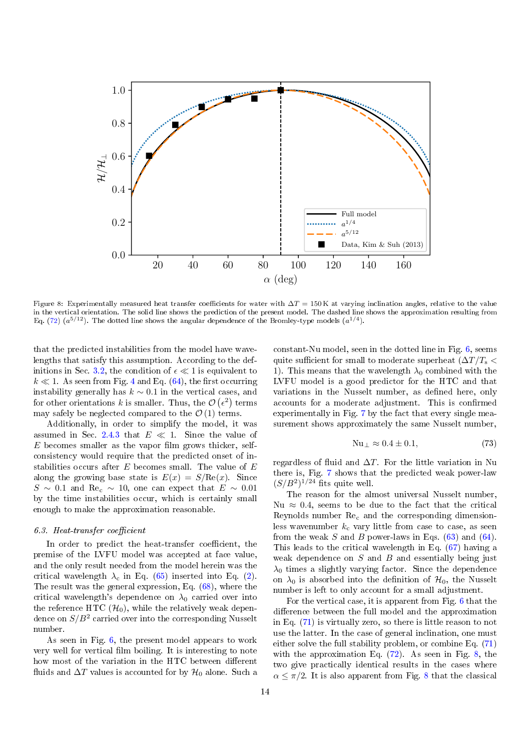Figure 8: Experimentally measured heat transfer coefficients for water with $\Delta T = 150\,\mathrm{K}$ at varying inclination angles, relative to the value in the vertical orientation. The solid line shows the prediction of the present model. The dashed line shows the approximation resulting from Eq. (72) ($a^{5/12}$). The dotted line shows the angular dependence of the Bromley-type models ($a^{1/4}$).

that the predicted instabilities from the model have wavelengths that satisfy this assumption. According to the definitions in Sec. 3.2, the condition of $\epsilon \ll 1$ is equivalent to $k \ll 1$. As seen from Fig. 4 and Eq. (64), the first occurring instability generally has $k \sim 0.1$ in the vertical cases, and for other orientations $k$ is smaller. Thus, the $\mathcal{O}\left(\epsilon^2\right)$ terms may safely be neglected compared to the $\mathcal{O}\left(1\right)$ terms.

Additionally, in order to simplify the model, it was assumed in Sec. 2.4.3 that $E \ll 1$. Since the value of $E$ becomes smaller as the vapor film grows thicker, self-consistency would require that the predicted onset of instabilities occurs after $E$ becomes small. The value of $E$ along the growing base state is $E(x) = S/\mathrm{Re}(x)$. Since $S \sim 0.1$ and $\mathrm{Re}_c \sim 10$, one can expect that $E \sim 0.01$ by the time instabilities occur, which is certainly small enough to make the approximation reasonable.

### 6.3. Heat-transfer coefficient

In order to predict the heat-transfer coefficient, the premise of the LVFU model was accepted at face value, and the only result needed from the model herein was the critical wavelength $\lambda_c$ in Eq. (65) inserted into Eq. (2). The result was the general expression, Eq. (68), where the critical wavelength's dependence on $\lambda_0$ carried over into the reference HTC ($\mathcal{H}_0$), while the relatively weak dependence on $S/B^2$ carried over into the corresponding Nusselt number.

As seen in Fig. 6, the present model appears to work very well for vertical film boiling. It is interesting to note how most of the variation in the HTC between different fluids and $\Delta T$ values is accounted for by $\mathcal{H}_0$ alone. Such a constant-Nu model, seen in the dotted line in Fig. 6, seems quite sufficient for small to moderate superheat ($\Delta T/T_s < 1$). This means that the wavelength $\lambda_0$ combined with the LVFU model is a good predictor for the HTC and that variations in the Nusselt number, as defined here, only accounts for a moderate adjustment. This is confirmed experimentally in Fig. 7 by the fact that every single measurement shows approximately the same Nusselt number,

$$\mathrm{Nu}_\perp \approx 0.4 \pm 0.1, \tag{73}$$

regardless of fluid and $\Delta T$. For the little variation in Nu there is, Fig. 7 shows that the predicted weak power-law $(S/B^2)^{1/24}$ fits quite well.

The reason for the almost universal Nusselt number, $\mathrm{Nu} \approx 0.4$, seems to be due to the fact that the critical Reynolds number $\mathrm{Re}_c$ and the corresponding dimensionless wavenumber $k_c$ vary little from case to case, as seen from the weak $S$ and $B$ power-laws in Eqs. (63) and (64). This leads to the critical wavelength in Eq. (67) having a weak dependence on $S$ and $B$ and essentially being just $\lambda_0$ times a slightly varying factor. Since the dependence on $\lambda_0$ is absorbed into the definition of $\mathcal{H}_0$, the Nusselt number is left to only account for a small adjustment.

For the vertical case, it is apparent from Fig. 6 that the difference between the full model and the approximation in Eq. (71) is virtually zero, so there is little reason to not use the latter. In the case of general inclination, one must either solve the full stability problem, or combine Eq. (71) with the approximation Eq. (72). As seen in Fig. 8, the two give practically identical results in the cases where $\alpha \leq \pi/2$. It is also apparent from Fig. 8 that the classical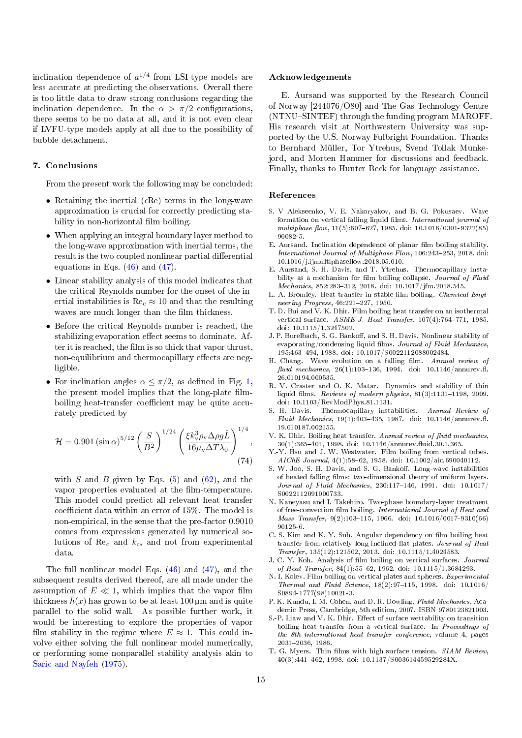inclination dependence of $a^{1/4}$ from LSI-type models are less accurate at predicting the observations. Overall there is too little data to draw strong conclusions regarding the inclination dependence. In the $\alpha > \pi/2$ configurations, there seems to be no data at all, and it is not even clear if LVFU-type models apply at all due to the possibility of bubble detachment.

## 7. Conclusions

From the present work the following may be concluded:

- Retaining the inertial ($\epsilon$Re) terms in the long-wave approximation is crucial for correctly predicting stability in non-horizontal film boiling.
- When applying an integral boundary layer method to the long-wave approximation with inertial terms, the result is the two coupled nonlinear partial differential equations in Eqs. (46) and (47).
- Linear stability analysis of this model indicates that the critical Reynolds number for the onset of the inertial instabilities is $\mathrm{Re_c} \approx 10$ and that the resulting waves are much longer than the film thickness.
- Before the critical Reynolds number is reached, the stabilizing evaporation effect seems to dominate. After it is reached, the film is so thick that vapor thrust, non-equilibrium and thermocapillary effects are negligible.
- For inclination angles $\alpha \leq \pi/2$, as defined in Fig. 1, the present model implies that the long-plate film-boiling heat-transfer coefficient may be quite accurately predicted by

$$\mathcal{H} = 0.901 \, (\sin\alpha)^{5/12} \left(\frac{S}{B^2}\right)^{1/24} \left(\frac{\xi k_\mathrm{v}^3 \rho_\mathrm{v} \Delta\rho g \hat{L}}{16 \mu_\mathrm{v} \Delta T \lambda_0}\right)^{1/4}, \tag{74}$$

  with $S$ and $B$ given by Eqs. (5) and (62), and the vapor properties evaluated at the film-temperature. This model could predict all relevant heat transfer coefficient data within an error of 15%. The model is non-empirical, in the sense that the pre-factor 0.9010 comes from expressions generated by numerical solutions of $\mathrm{Re_c}$ and $k_\mathrm{c}$, and not from experimental data.

The full nonlinear model Eqs. (46) and (47), and the subsequent results derived thereof, are all made under the assumption of $E \ll 1$, which implies that the vapor film thickness $\bar{h}(x)$ has grown to be at least 100 µm and is quite parallel to the solid wall. As possible further work, it would be interesting to explore the properties of vapor film stability in the regime where $E \approx 1$. This could involve either solving the full nonlinear model numerically, or performing some nonparallel stability analysis akin to Saric and Nayfeh (1975).

## Acknowledgements

E. Aursand was supported by the Research Council of Norway [244076/O80] and The Gas Technology Centre (NTNU–SINTEF) through the funding program MAROFF. His research visit at Northwestern University was supported by the U.S.-Norway Fulbright Foundation. Thanks to Bernhard Müller, Tor Ytrehus, Svend Tollak Munkejord, and Morten Hammer for discussions and feedback. Finally, thanks to Hunter Beck for language assistance.

## References

S. V Alekseenko, V. E. Nakoryakov, and B. G. Pokusaev. Wave formation on vertical falling liquid films. *International journal of multiphase flow*, 11(5):607–627, 1985. doi: 10.1016/0301-9322(85)90082-5.

E. Aursand. Inclination dependence of planar film boiling stability. *International Journal of Multiphase Flow*, 106:243–253, 2018. doi: 10.1016/j.ijmultiphaseflow.2018.05.010.

E. Aursand, S. H. Davis, and T. Ytrehus. Thermocapillary instability as a mechanism for film boiling collapse. *Journal of Fluid Mechanics*, 852:283–312, 2018. doi: 10.1017/jfm.2018.545.

L. A. Bromley. Heat transfer in stable film boiling. *Chemical Engineering Progress*, 46:221–227, 1950.

T. D. Bui and V. K. Dhir. Film boiling heat transfer on an isothermal vertical surface. *ASME J. Heat Transfer*, 107(4):764–771, 1985. doi: 10.1115/1.3247502.

J. P. Burelbach, S. G. Bankoff, and S. H. Davis. Nonlinear stability of evaporating/condensing liquid films. *Journal of Fluid Mechanics*, 195:463–494, 1988. doi: 10.1017/S0022112088002484.

H. Chang. Wave evolution on a falling film. *Annual review of fluid mechanics*, 26(1):103–136, 1994. doi: 10.1146/annurev.fl.26.010194.000535.

R. V. Craster and O. K. Matar. Dynamics and stability of thin liquid films. *Reviews of modern physics*, 81(3):1131–1198, 2009. doi: 10.1103/RevModPhys.81.1131.

S. H. Davis. Thermocapillary instabilities. *Annual Review of Fluid Mechanics*, 19(1):403–435, 1987. doi: 10.1146/annurev.fl.19.010187.002155.

V. K. Dhir. Boiling heat transfer. *Annual review of fluid mechanics*, 30(1):365–401, 1998. doi: 10.1146/annurev.fluid.30.1.365.

Y.-Y. Hsu and J. W. Westwater. Film boiling from vertical tubes. *AIChE Journal*, 4(1):58–62, 1958. doi: 10.1002/aic.690040112.

S. W. Joo, S. H. Davis, and S. G. Bankoff. Long-wave instabilities of heated falling films: two-dimensional theory of uniform layers. *Journal of Fluid Mechanics*, 230:117–146, 1991. doi: 10.1017/S0022112091000733.

N. Kaneyasu and I. Takehiro. Two-phase boundary-layer treatment of free-convection film boiling. *International Journal of Heat and Mass Transfer*, 9(2):103–115, 1966. doi: 10.1016/0017-9310(66)90125-6.

C. S. Kim and K. Y. Suh. Angular dependency on film boiling heat transfer from relatively long inclined flat plates. *Journal of Heat Transfer*, 135(12):121502, 2013. doi: 10.1115/1.4024583.

J. C. Y. Koh. Analysis of film boiling on vertical surfaces. *Journal of Heat Transfer*, 84(1):55–62, 1962. doi: 10.1115/1.3684293.

N. I. Kolev. Film boiling on vertical plates and spheres. *Experimental Thermal and Fluid Science*, 18(2):97–115, 1998. doi: 10.1016/S0894-1777(98)10021-3.

P. K. Kundu, I. M. Cohen, and D. R. Dowling. *Fluid Mechanics*. Academic Press, Cambridge, 5th edition, 2007. ISBN 9780123821003.

S.-P. Liaw and V. K. Dhir. Effect of surface wettability on transition boiling heat transfer from a vertical surface. In *Proceedings of the 8th international heat transfer conference*, volume 4, pages 2031–2036, 1986.

T. G. Myers. Thin films with high surface tension. *SIAM Review*, 40(3):441–462, 1998. doi: 10.1137/S003614459529284X.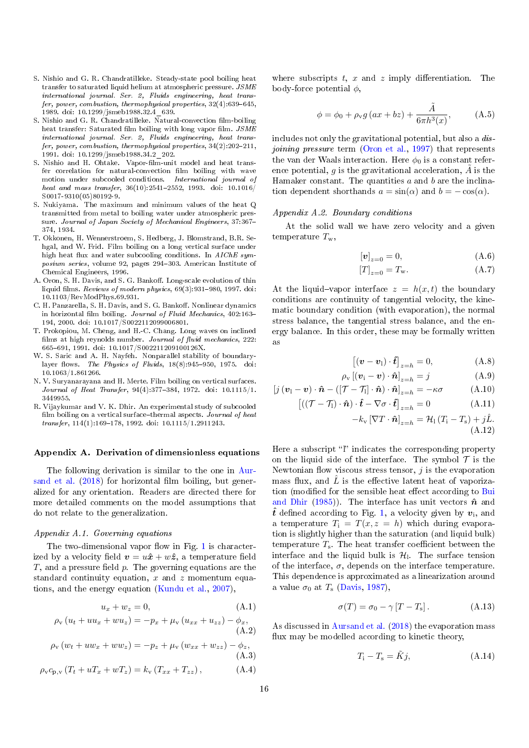S. Nishio and G. R. Chandratilleke. Steady-state pool boiling heat transfer to saturated liquid helium at atmospheric pressure. *JSME international journal. Ser. 2, Fluids engineering, heat transfer, power, combustion, thermophysical properties*, 32(4):639–645, 1989. doi: 10.1299/jsmeb1988.32.4_639.

S. Nishio and G. R. Chandratilleke. Natural-convection film-boiling heat transfer: Saturated film boiling with long vapor film. *JSME international journal. Ser. 2, Fluids engineering, heat transfer, power, combustion, thermophysical properties*, 34(2):202–211, 1991. doi: 10.1299/jsmeb1988.34.2_202.

S. Nishio and H. Ohtake. Vapor-film-unit model and heat transfer correlation for natural-convection film boiling with wave motion under subcooled conditions. *International journal of heat and mass transfer*, 36(10):2541–2552, 1993. doi: 10.1016/S0017-9310(05)80192-9.

S. Nukiyama. The maximum and minimum values of the heat Q transmitted from metal to boiling water under atmospheric pressure. *Journal of Japan Society of Mechanical Engineers*, 37:367–374, 1934.

T. Okkonen, H. Wennerstroem, S. Hedberg, J. Blomstrand, B.R. Sehgal, and W. Frid. Film boiling on a long vertical surface under high heat flux and water subcooling conditions. In *AIChE symposium series*, volume 92, pages 294–303. American Institute of Chemical Engineers, 1996.

A. Oron, S. H. Davis, and S. G. Bankoff. Long-scale evolution of thin liquid films. *Reviews of modern physics*, 69(3):931–980, 1997. doi: 10.1103/RevModPhys.69.931.

C. H. Panzarella, S. H. Davis, and S. G. Bankoff. Nonlinear dynamics in horizontal film boiling. *Journal of Fluid Mechanics*, 402:163–194, 2000. doi: 10.1017/S0022112099006801.

T. Prokopiou, M. Cheng, and H.-C. Chang. Long waves on inclined films at high reynolds number. *Journal of fluid mechanics*, 222: 665–691, 1991. doi: 10.1017/S002211209100126X.

W. S. Saric and A. H. Nayfeh. Nonparallel stability of boundary-layer flows. *The Physics of Fluids*, 18(8):945–950, 1975. doi: 10.1063/1.861266.

N. V. Suryanarayana and H. Merte. Film boiling on vertical surfaces. *Journal of Heat Transfer*, 94(4):377–384, 1972. doi: 10.1115/1.3449955.

R. Vijaykumar and V. K. Dhir. An experimental study of subcooled film boiling on a vertical surface–thermal aspects. *Journal of heat transfer*, 114(1):169–178, 1992. doi: 10.1115/1.2911243.

## Appendix A. Derivation of dimensionless equations

The following derivation is similar to the one in Aursand et al. (2018) for horizontal film boiling, but generalized for any orientation. Readers are directed there for more detailed comments on the model assumptions that do not relate to the generalization.

### Appendix A.1. Governing equations

The two-dimensional vapor flow in Fig. 1 is characterized by a velocity field $\boldsymbol{v} = u\hat{\boldsymbol{x}} + w\hat{\boldsymbol{z}}$, a temperature field $T$, and a pressure field $p$. The governing equations are the standard continuity equation, $x$ and $z$ momentum equations, and the energy equation (Kundu et al., 2007),

$$u_x + w_z = 0, \tag{A.1}$$

$$\rho_{\mathrm{v}}\left(u_t + uu_x + wu_z\right) = -p_x + \mu_{\mathrm{v}}\left(u_{xx} + u_{zz}\right) - \phi_x, \tag{A.2}$$

$$\rho_{\mathrm{v}}\left(w_t + uw_x + ww_z\right) = -p_z + \mu_{\mathrm{v}}\left(w_{xx} + w_{zz}\right) - \phi_z, \tag{A.3}$$

$$\rho_{\mathrm{v}} c_{\mathrm{p,v}}\left(T_t + uT_x + wT_z\right) = k_{\mathrm{v}}\left(T_{xx} + T_{zz}\right), \tag{A.4}$$

where subscripts $t$, $x$ and $z$ imply differentiation. The body-force potential $\phi$,

$$\phi = \phi_0 + \rho_{\mathrm{v}} g\left(ax + bz\right) + \frac{\tilde{A}}{6\pi h^3(x)}, \tag{A.5}$$

includes not only the gravitational potential, but also a *disjoining pressure* term (Oron et al., 1997) that represents the van der Waals interaction. Here $\phi_0$ is a constant reference potential, $g$ is the gravitational acceleration, $\tilde{A}$ is the Hamaker constant. The quantities $a$ and $b$ are the inclination dependent shorthands $a = \sin(\alpha)$ and $b = -\cos(\alpha)$.

### Appendix A.2. Boundary conditions

At the solid wall we have zero velocity and a given temperature $T_{\mathrm{w}}$,

$$[\boldsymbol{v}]_{z=0} = 0, \tag{A.6}$$

$$[T]_{z=0} = T_{\mathrm{w}}. \tag{A.7}$$

At the liquid–vapor interface $z = h(x,t)$ the boundary conditions are continuity of tangential velocity, the kinematic boundary condition (with evaporation), the normal stress balance, the tangential stress balance, and the energy balance. In this order, these may be formally written as

$$\left[(\boldsymbol{v} - \boldsymbol{v}_{\mathrm{l}})\cdot\hat{\boldsymbol{t}}\right]_{z=h} = 0, \tag{A.8}$$

$$\rho_{\mathrm{v}}\left[(\boldsymbol{v}_{\mathrm{i}} - \boldsymbol{v})\cdot\hat{\boldsymbol{n}}\right]_{z=h} = j \tag{A.9}$$

$$\left[j\left(\boldsymbol{v}_{\mathrm{l}} - \boldsymbol{v}\right)\cdot\hat{\boldsymbol{n}} - \left(\left[\mathcal{T} - \mathcal{T}_{\mathrm{l}}\right]\cdot\hat{\boldsymbol{n}}\right)\cdot\hat{\boldsymbol{n}}\right]_{z=h} = -\kappa\sigma \tag{A.10}$$

$$\left[\left(\left(\mathcal{T} - \mathcal{T}_{\mathrm{l}}\right)\cdot\hat{\boldsymbol{n}}\right)\cdot\hat{\boldsymbol{t}} - \nabla\sigma\cdot\hat{\boldsymbol{t}}\right]_{z=h} = 0 \tag{A.11}$$

$$-k_{\mathrm{v}}\left[\nabla T\cdot\hat{\boldsymbol{n}}\right]_{z=h} = \mathcal{H}_{\mathrm{l}}\left(T_{\mathrm{i}} - T_{\mathrm{s}}\right) + j\hat{L}. \tag{A.12}$$

Here a subscript "l" indicates the corresponding property on the liquid side of the interface. The symbol $\mathcal{T}$ is the Newtonian flow viscous stress tensor, $j$ is the evaporation mass flux, and $\hat{L}$ is the effective latent heat of vaporization (modified for the sensible heat effect according to Bui and Dhir (1985)). The interface has unit vectors $\hat{\boldsymbol{n}}$ and $\hat{\boldsymbol{t}}$ defined according to Fig. 1, a velocity given by $\boldsymbol{v}_{\mathrm{i}}$, and a temperature $T_{\mathrm{i}} = T(x, z = h)$ which during evaporation is slightly higher than the saturation (and liquid bulk) temperature $T_{\mathrm{s}}$. The heat transfer coefficient between the interface and the liquid bulk is $\mathcal{H}_{\mathrm{l}}$. The surface tension of the interface, $\sigma$, depends on the interface temperature. This dependence is approximated as a linearization around a value $\sigma_0$ at $T_{\mathrm{s}}$ (Davis, 1987),

$$\sigma(T) = \sigma_0 - \gamma\left[T - T_{\mathrm{s}}\right]. \tag{A.13}$$

As discussed in Aursand et al. (2018) the evaporation mass flux may be modelled according to kinetic theory,

$$T_{\mathrm{i}} - T_{\mathrm{s}} = \tilde{K}j, \tag{A.14}$$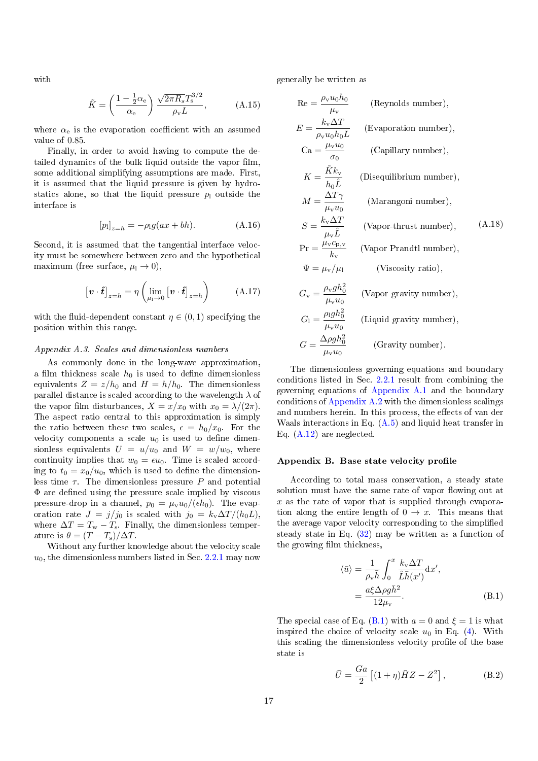with

$$\tilde{K} = \left( \frac{1 - \frac{1}{2}\alpha_\mathrm{e}}{\alpha_\mathrm{e}} \right) \frac{\sqrt{2\pi R_s} T_\mathrm{s}^{3/2}}{\rho_\mathrm{v} L}, \tag{A.15}$$

where $\alpha_\mathrm{e}$ is the evaporation coefficient with an assumed value of 0.85.

Finally, in order to avoid having to compute the detailed dynamics of the bulk liquid outside the vapor film, some additional simplifying assumptions are made. First, it is assumed that the liquid pressure is given by hydrostatics alone, so that the liquid pressure $p_\mathrm{l}$ outside the interface is

$$[p_\mathrm{l}]_{z=h} = -\rho_\mathrm{l} g(ax + bh). \tag{A.16}$$

Second, it is assumed that the tangential interface velocity must be somewhere between zero and the hypothetical maximum (free surface, $\mu_\mathrm{l} \to 0$),

$$\left[\boldsymbol{v} \cdot \hat{\boldsymbol{t}}\right]_{z=h} = \eta \left( \lim_{\mu_\mathrm{l} \to 0} \left[\boldsymbol{v} \cdot \hat{\boldsymbol{t}}\right]_{z=h} \right) \tag{A.17}$$

with the fluid-dependent constant $\eta \in (0, 1)$ specifying the position within this range.

### *Appendix A.3. Scales and dimensionless numbers*

As commonly done in the long-wave approximation, a film thickness scale $h_0$ is used to define dimensionless equivalents $Z = z/h_0$ and $H = h/h_0$. The dimensionless parallel distance is scaled according to the wavelength $\lambda$ of the vapor film disturbances, $X = x/x_0$ with $x_0 = \lambda/(2\pi)$. The aspect ratio central to this approximation is simply the ratio between these two scales, $\epsilon = h_0/x_0$. For the velocity components a scale $u_0$ is used to define dimensionless equivalents $U = u/u_0$ and $W = w/w_0$, where continuity implies that $w_0 = \epsilon u_0$. Time is scaled according to $t_0 = x_0/u_0$, which is used to define the dimensionless time $\tau$. The dimensionless pressure $P$ and potential $\Phi$ are defined using the pressure scale implied by viscous pressure-drop in a channel, $p_0 = \mu_\mathrm{v} u_0/(\epsilon h_0)$. The evaporation rate $J = j/j_0$ is scaled with $j_0 = k_\mathrm{v}\Delta T/(h_0 L)$, where $\Delta T = T_\mathrm{w} - T_\mathrm{s}$. Finally, the dimensionless temperature is $\theta = (T - T_\mathrm{s})/\Delta T$.

Without any further knowledge about the velocity scale $u_0$, the dimensionless numbers listed in Sec. 2.2.1 may now generally be written as

$$
\begin{aligned}
\mathrm{Re} &= \frac{\rho_\mathrm{v} u_0 h_0}{\mu_\mathrm{v}} && \text{(Reynolds number)},\\
E &= \frac{k_\mathrm{v}\Delta T}{\rho_\mathrm{v} u_0 h_0 L} && \text{(Evaporation number)},\\
\mathrm{Ca} &= \frac{\mu_\mathrm{v} u_0}{\sigma_0} && \text{(Capillary number)},\\
K &= \frac{\tilde{K} k_\mathrm{v}}{h_0 \hat{L}} && \text{(Disequilibrium number)},\\
M &= \frac{\Delta T \gamma}{\mu_\mathrm{v} u_0} && \text{(Marangoni number)},\\
S &= \frac{k_\mathrm{v}\Delta T}{\mu_\mathrm{v} \hat{L}} && \text{(Vapor-thrust number)},\\
\mathrm{Pr} &= \frac{\mu_\mathrm{v} c_{\mathrm{p,v}}}{k_\mathrm{v}} && \text{(Vapor Prandtl number)},\\
\Psi &= \mu_\mathrm{v}/\mu_\mathrm{l} && \text{(Viscosity ratio)},\\
G_\mathrm{v} &= \frac{\rho_\mathrm{v} g h_0^2}{\mu_\mathrm{v} u_0} && \text{(Vapor gravity number)},\\
G_\mathrm{l} &= \frac{\rho_\mathrm{l} g h_0^2}{\mu_\mathrm{v} u_0} && \text{(Liquid gravity number)},\\
G &= \frac{\Delta\rho g h_0^2}{\mu_\mathrm{v} u_0} && \text{(Gravity number)}.
\end{aligned}
\tag{A.18}
$$

The dimensionless governing equations and boundary conditions listed in Sec. 2.2.1 result from combining the governing equations of Appendix A.1 and the boundary conditions of Appendix A.2 with the dimensionless scalings and numbers herein. In this process, the effects of van der Waals interactions in Eq. (A.5) and liquid heat transfer in Eq. (A.12) are neglected.

## Appendix B. Base state velocity profile

According to total mass conservation, a steady state solution must have the same rate of vapor flowing out at $x$ as the rate of vapor that is supplied through evaporation along the entire length of $0 \to x$. This means that the average vapor velocity corresponding to the simplified steady state in Eq. (32) may be written as a function of the growing film thickness,

$$
\begin{aligned}
\langle \bar{u} \rangle &= \frac{1}{\rho_\mathrm{v} \bar{h}} \int_0^x \frac{k_\mathrm{v}\Delta T}{\hat{L}\bar{h}(x')} \mathrm{d}x',\\
&= \frac{a\xi\Delta\rho g \bar{h}^2}{12\mu_\mathrm{v}}.
\end{aligned}
\tag{B.1}
$$

The special case of Eq. (B.1) with $a = 0$ and $\xi = 1$ is what inspired the choice of velocity scale $u_0$ in Eq. (4). With this scaling the dimensionless velocity profile of the base state is

$$\bar{U} = \frac{Ga}{2}\left[(1+\eta)\bar{H}Z - Z^2\right], \tag{B.2}$$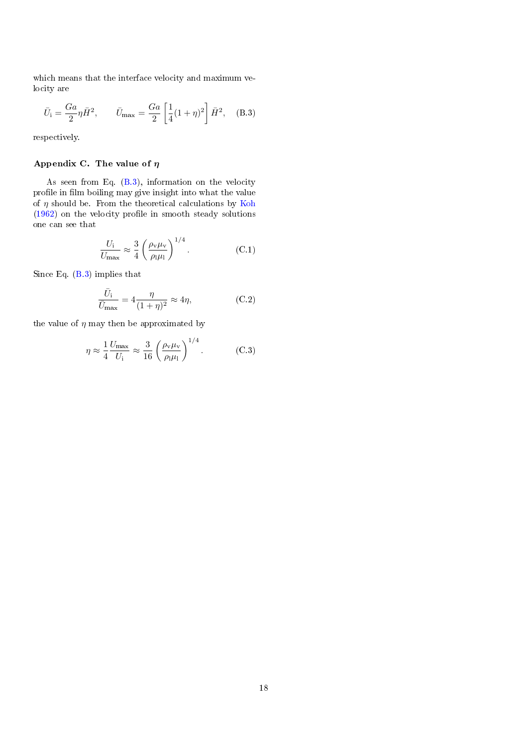which means that the interface velocity and maximum velocity are

$$\bar{U}_\mathrm{i} = \frac{Ga}{2}\eta \bar{H}^2, \qquad \bar{U}_\mathrm{max} = \frac{Ga}{2}\left[\frac{1}{4}(1+\eta)^2\right]\bar{H}^2, \quad \text{(B.3)}$$

respectively.

## Appendix C. The value of $\eta$

As seen from Eq. (B.3), information on the velocity profile in film boiling may give insight into what the value of $\eta$ should be. From the theoretical calculations by Koh (1962) on the velocity profile in smooth steady solutions one can see that

$$\frac{U_\mathrm{i}}{U_\mathrm{max}} \approx \frac{3}{4}\left(\frac{\rho_\mathrm{v}\mu_\mathrm{v}}{\rho_\mathrm{l}\mu_\mathrm{l}}\right)^{1/4}. \quad \text{(C.1)}$$

Since Eq. (B.3) implies that

$$\frac{\bar{U}_\mathrm{i}}{\bar{U}_\mathrm{max}} = 4\frac{\eta}{(1+\eta)^2} \approx 4\eta, \quad \text{(C.2)}$$

the value of $\eta$ may then be approximated by

$$\eta \approx \frac{1}{4}\frac{U_\mathrm{max}}{U_\mathrm{i}} \approx \frac{3}{16}\left(\frac{\rho_\mathrm{v}\mu_\mathrm{v}}{\rho_\mathrm{l}\mu_\mathrm{l}}\right)^{1/4}. \quad \text{(C.3)}$$